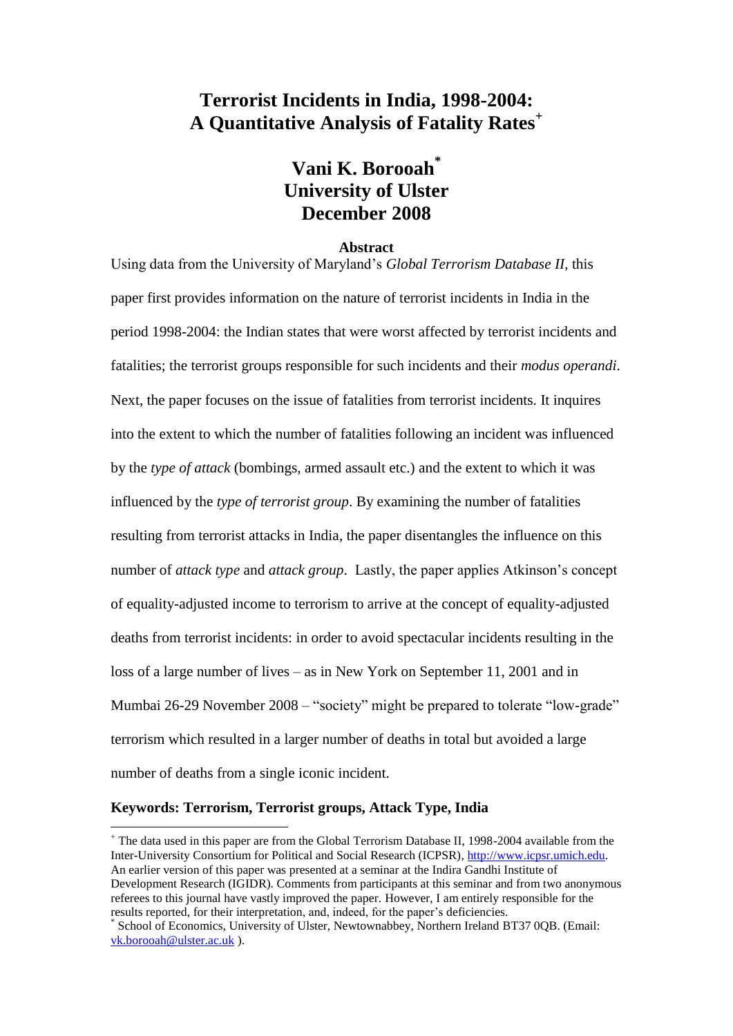# Terrorist Incidents in India, 1998-2004: A Quantitative Analysis of Fatality Rates[+]

## Vani K. Borooah[*]
## University of Ulster
## December 2008

### Abstract

Using data from the University of Maryland's *Global Terrorism Database II*, this paper first provides information on the nature of terrorist incidents in India in the period 1998-2004: the Indian states that were worst affected by terrorist incidents and fatalities; the terrorist groups responsible for such incidents and their *modus operandi*. Next, the paper focuses on the issue of fatalities from terrorist incidents. It inquires into the extent to which the number of fatalities following an incident was influenced by the *type of attack* (bombings, armed assault etc.) and the extent to which it was influenced by the *type of terrorist group*. By examining the number of fatalities resulting from terrorist attacks in India, the paper disentangles the influence on this number of *attack type* and *attack group*. Lastly, the paper applies Atkinson's concept of equality-adjusted income to terrorism to arrive at the concept of equality-adjusted deaths from terrorist incidents: in order to avoid spectacular incidents resulting in the loss of a large number of lives – as in New York on September 11, 2001 and in Mumbai 26-29 November 2008 – "society" might be prepared to tolerate "low-grade" terrorism which resulted in a larger number of deaths in total but avoided a large number of deaths from a single iconic incident.

**Keywords: Terrorism, Terrorist groups, Attack Type, India**

---

[+] The data used in this paper are from the Global Terrorism Database II, 1998-2004 available from the Inter-University Consortium for Political and Social Research (ICPSR), http://www.icpsr.umich.edu. An earlier version of this paper was presented at a seminar at the Indira Gandhi Institute of Development Research (IGIDR). Comments from participants at this seminar and from two anonymous referees to this journal have vastly improved the paper. However, I am entirely responsible for the results reported, for their interpretation, and, indeed, for the paper's deficiencies.

[*] School of Economics, University of Ulster, Newtownabbey, Northern Ireland BT37 0QB. (Email: vk.borooah@ulster.ac.uk ).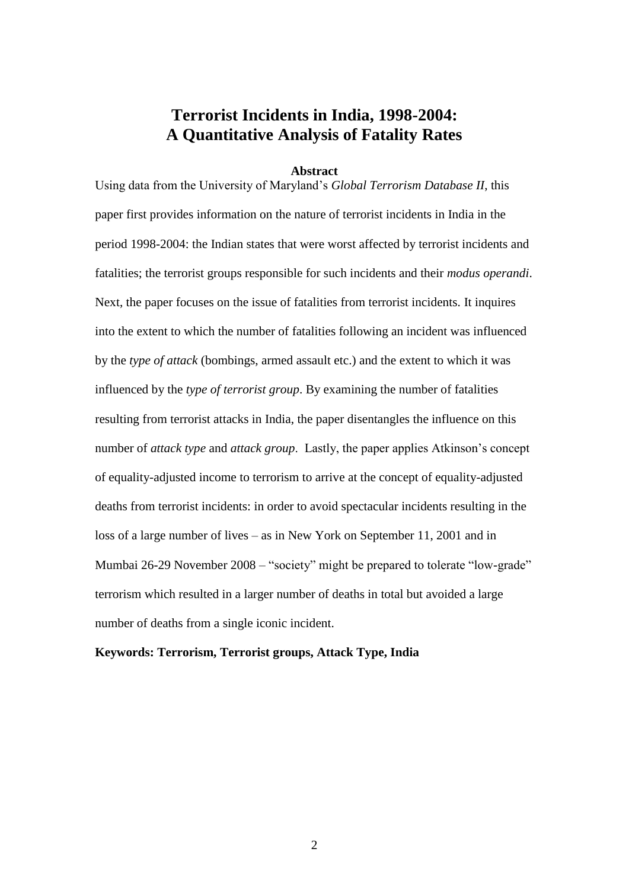# Terrorist Incidents in India, 1998-2004: A Quantitative Analysis of Fatality Rates

**Abstract**

Using data from the University of Maryland's *Global Terrorism Database II,* this paper first provides information on the nature of terrorist incidents in India in the period 1998-2004: the Indian states that were worst affected by terrorist incidents and fatalities; the terrorist groups responsible for such incidents and their *modus operandi*. Next, the paper focuses on the issue of fatalities from terrorist incidents. It inquires into the extent to which the number of fatalities following an incident was influenced by the *type of attack* (bombings, armed assault etc.) and the extent to which it was influenced by the *type of terrorist group*. By examining the number of fatalities resulting from terrorist attacks in India, the paper disentangles the influence on this number of *attack type* and *attack group*. Lastly, the paper applies Atkinson's concept of equality-adjusted income to terrorism to arrive at the concept of equality-adjusted deaths from terrorist incidents: in order to avoid spectacular incidents resulting in the loss of a large number of lives – as in New York on September 11, 2001 and in Mumbai 26-29 November 2008 – "society" might be prepared to tolerate "low-grade" terrorism which resulted in a larger number of deaths in total but avoided a large number of deaths from a single iconic incident.

**Keywords: Terrorism, Terrorist groups, Attack Type, India**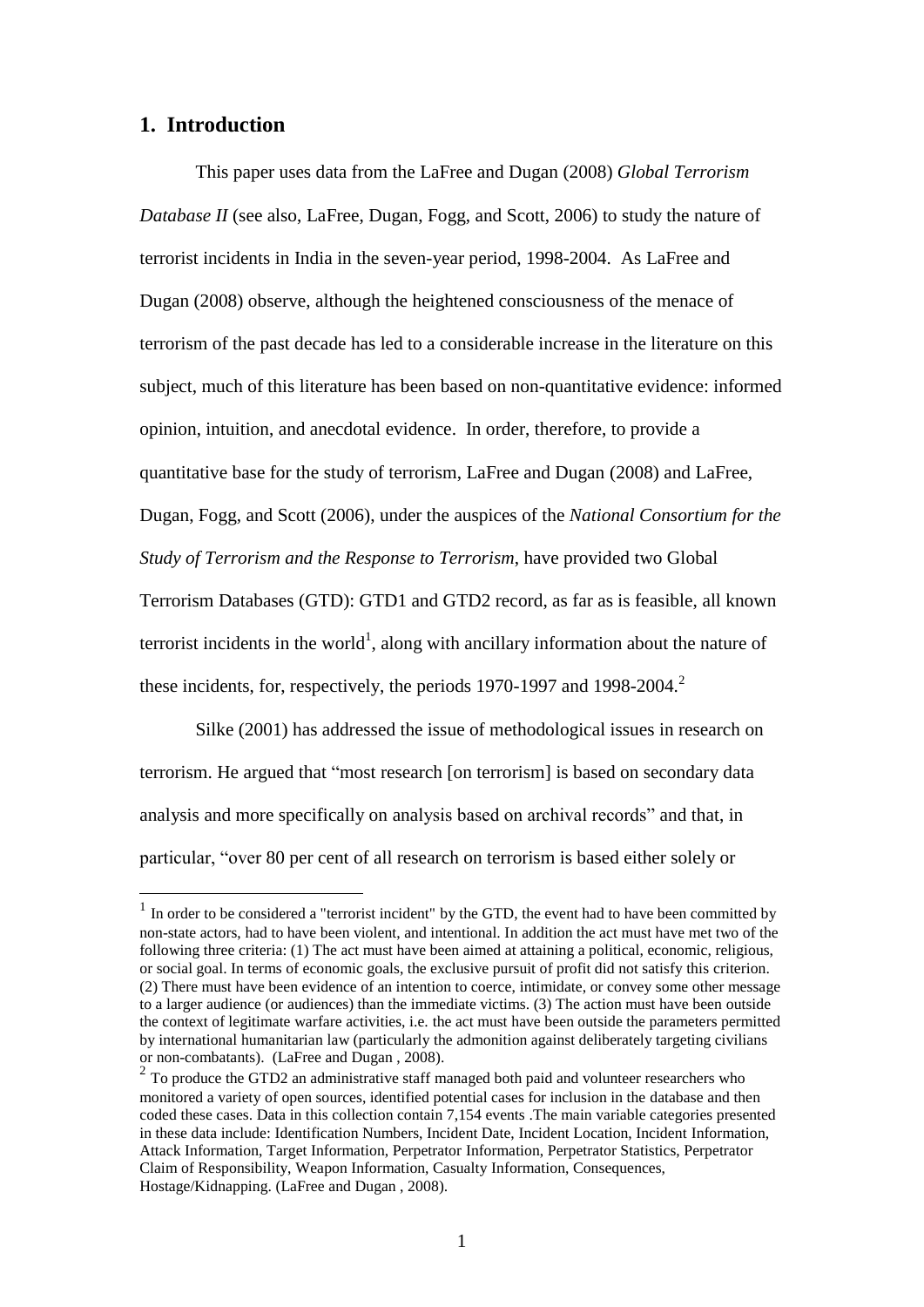## 1. Introduction

This paper uses data from the LaFree and Dugan (2008) *Global Terrorism Database II* (see also, LaFree, Dugan, Fogg, and Scott, 2006) to study the nature of terrorist incidents in India in the seven-year period, 1998-2004. As LaFree and Dugan (2008) observe, although the heightened consciousness of the menace of terrorism of the past decade has led to a considerable increase in the literature on this subject, much of this literature has been based on non-quantitative evidence: informed opinion, intuition, and anecdotal evidence. In order, therefore, to provide a quantitative base for the study of terrorism, LaFree and Dugan (2008) and LaFree, Dugan, Fogg, and Scott (2006), under the auspices of the *National Consortium for the Study of Terrorism and the Response to Terrorism*, have provided two Global Terrorism Databases (GTD): GTD1 and GTD2 record, as far as is feasible, all known terrorist incidents in the world[1], along with ancillary information about the nature of these incidents, for, respectively, the periods 1970-1997 and 1998-2004.[2]

Silke (2001) has addressed the issue of methodological issues in research on terrorism. He argued that "most research [on terrorism] is based on secondary data analysis and more specifically on analysis based on archival records" and that, in particular, "over 80 per cent of all research on terrorism is based either solely or

---

[1] In order to be considered a "terrorist incident" by the GTD, the event had to have been committed by non-state actors, had to have been violent, and intentional. In addition the act must have met two of the following three criteria: (1) The act must have been aimed at attaining a political, economic, religious, or social goal. In terms of economic goals, the exclusive pursuit of profit did not satisfy this criterion. (2) There must have been evidence of an intention to coerce, intimidate, or convey some other message to a larger audience (or audiences) than the immediate victims. (3) The action must have been outside the context of legitimate warfare activities, i.e. the act must have been outside the parameters permitted by international humanitarian law (particularly the admonition against deliberately targeting civilians or non-combatants). (LaFree and Dugan , 2008).

[2] To produce the GTD2 an administrative staff managed both paid and volunteer researchers who monitored a variety of open sources, identified potential cases for inclusion in the database and then coded these cases. Data in this collection contain 7,154 events .The main variable categories presented in these data include: Identification Numbers, Incident Date, Incident Location, Incident Information, Attack Information, Target Information, Perpetrator Information, Perpetrator Statistics, Perpetrator Claim of Responsibility, Weapon Information, Casualty Information, Consequences, Hostage/Kidnapping. (LaFree and Dugan , 2008).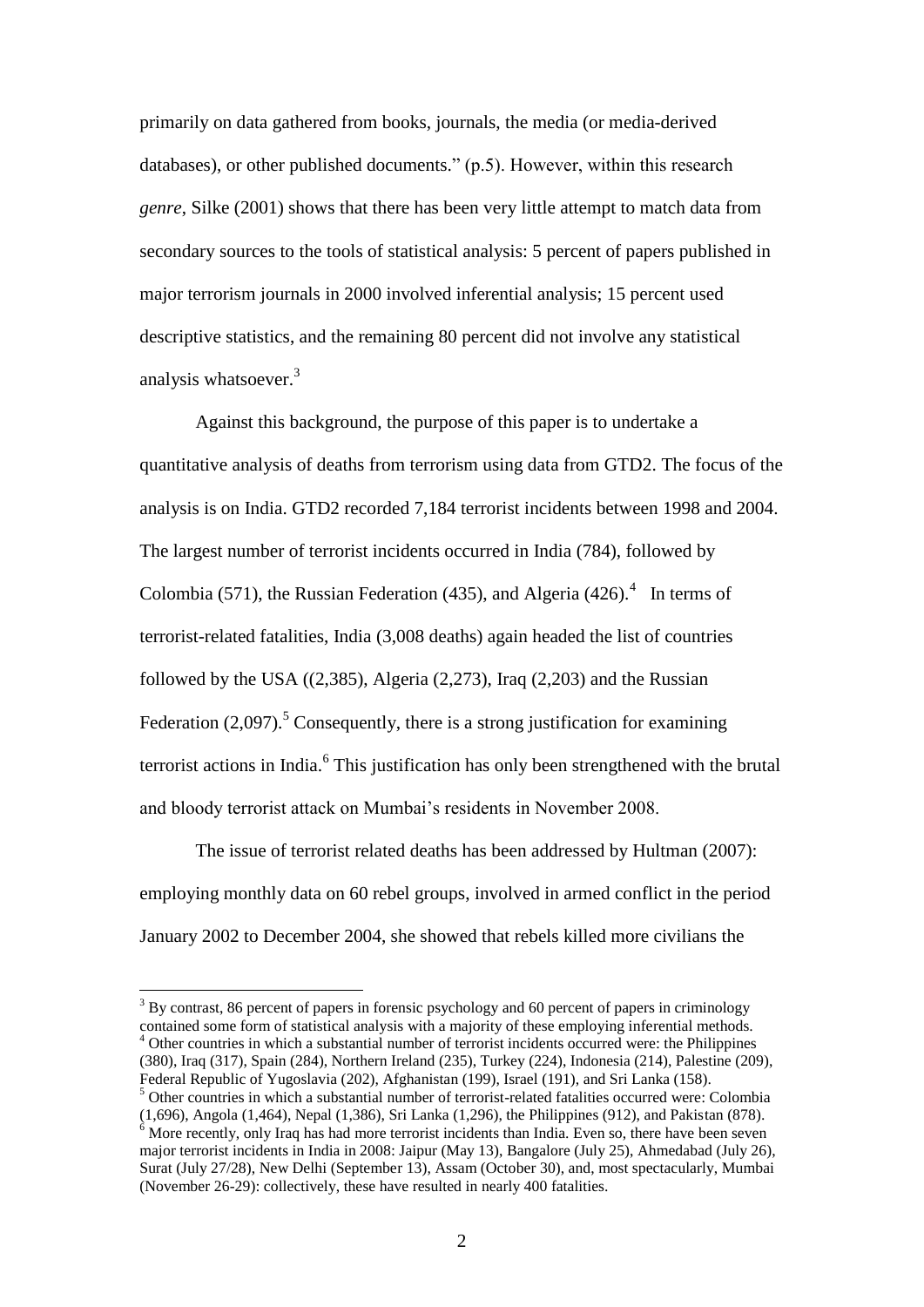primarily on data gathered from books, journals, the media (or media-derived databases), or other published documents." (p.5). However, within this research *genre*, Silke (2001) shows that there has been very little attempt to match data from secondary sources to the tools of statistical analysis: 5 percent of papers published in major terrorism journals in 2000 involved inferential analysis; 15 percent used descriptive statistics, and the remaining 80 percent did not involve any statistical analysis whatsoever.[3]

Against this background, the purpose of this paper is to undertake a quantitative analysis of deaths from terrorism using data from GTD2. The focus of the analysis is on India. GTD2 recorded 7,184 terrorist incidents between 1998 and 2004. The largest number of terrorist incidents occurred in India (784), followed by Colombia (571), the Russian Federation (435), and Algeria (426).[4] In terms of terrorist-related fatalities, India (3,008 deaths) again headed the list of countries followed by the USA ((2,385), Algeria (2,273), Iraq (2,203) and the Russian Federation (2,097).[5] Consequently, there is a strong justification for examining terrorist actions in India.[6] This justification has only been strengthened with the brutal and bloody terrorist attack on Mumbai's residents in November 2008.

The issue of terrorist related deaths has been addressed by Hultman (2007): employing monthly data on 60 rebel groups, involved in armed conflict in the period January 2002 to December 2004, she showed that rebels killed more civilians the

---

[3] By contrast, 86 percent of papers in forensic psychology and 60 percent of papers in criminology contained some form of statistical analysis with a majority of these employing inferential methods.

[4] Other countries in which a substantial number of terrorist incidents occurred were: the Philippines (380), Iraq (317), Spain (284), Northern Ireland (235), Turkey (224), Indonesia (214), Palestine (209), Federal Republic of Yugoslavia (202), Afghanistan (199), Israel (191), and Sri Lanka (158).

[5] Other countries in which a substantial number of terrorist-related fatalities occurred were: Colombia (1,696), Angola (1,464), Nepal (1,386), Sri Lanka (1,296), the Philippines (912), and Pakistan (878).

[6] More recently, only Iraq has had more terrorist incidents than India. Even so, there have been seven major terrorist incidents in India in 2008: Jaipur (May 13), Bangalore (July 25), Ahmedabad (July 26), Surat (July 27/28), New Delhi (September 13), Assam (October 30), and, most spectacularly, Mumbai (November 26-29): collectively, these have resulted in nearly 400 fatalities.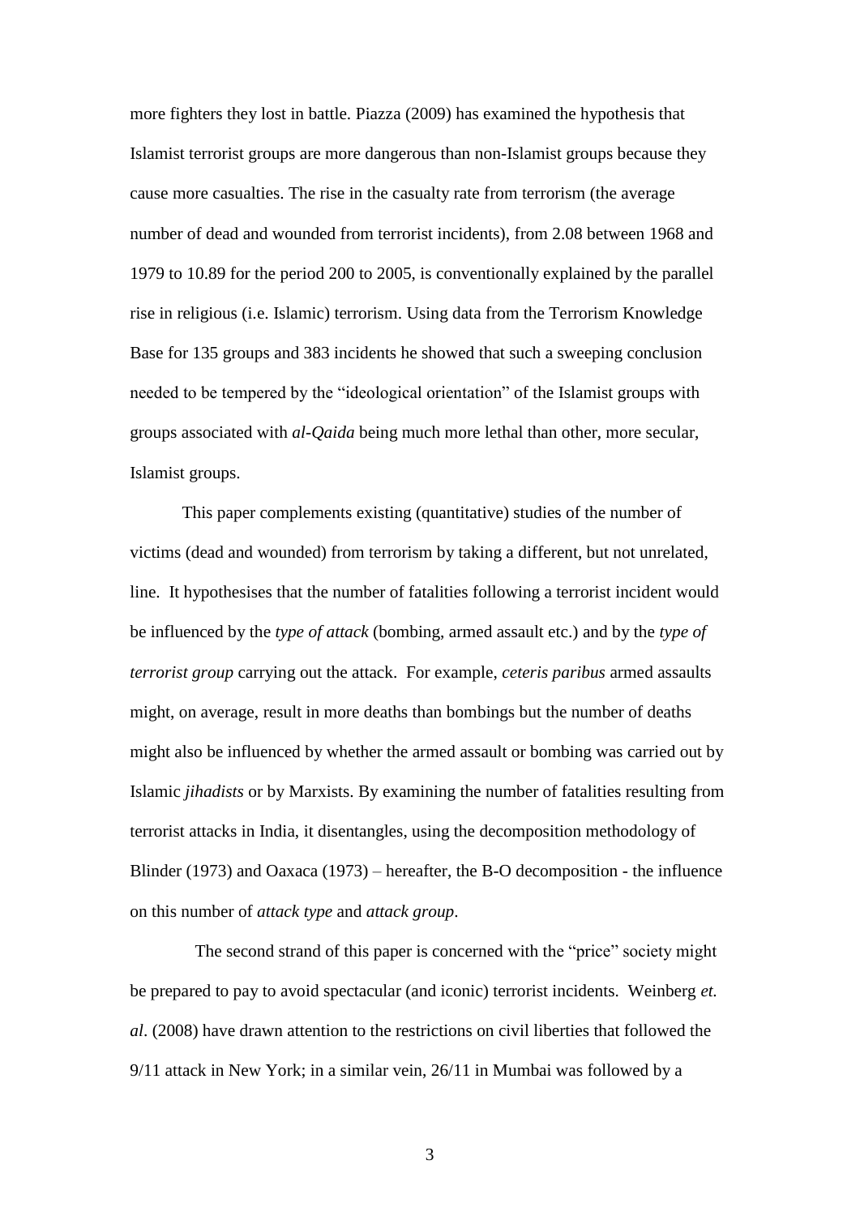more fighters they lost in battle. Piazza (2009) has examined the hypothesis that Islamist terrorist groups are more dangerous than non-Islamist groups because they cause more casualties. The rise in the casualty rate from terrorism (the average number of dead and wounded from terrorist incidents), from 2.08 between 1968 and 1979 to 10.89 for the period 200 to 2005, is conventionally explained by the parallel rise in religious (i.e. Islamic) terrorism. Using data from the Terrorism Knowledge Base for 135 groups and 383 incidents he showed that such a sweeping conclusion needed to be tempered by the "ideological orientation" of the Islamist groups with groups associated with *al-Qaida* being much more lethal than other, more secular, Islamist groups.

This paper complements existing (quantitative) studies of the number of victims (dead and wounded) from terrorism by taking a different, but not unrelated, line. It hypothesises that the number of fatalities following a terrorist incident would be influenced by the *type of attack* (bombing, armed assault etc.) and by the *type of terrorist group* carrying out the attack. For example, *ceteris paribus* armed assaults might, on average, result in more deaths than bombings but the number of deaths might also be influenced by whether the armed assault or bombing was carried out by Islamic *jihadists* or by Marxists. By examining the number of fatalities resulting from terrorist attacks in India, it disentangles, using the decomposition methodology of Blinder (1973) and Oaxaca (1973) – hereafter, the B-O decomposition - the influence on this number of *attack type* and *attack group*.

The second strand of this paper is concerned with the "price" society might be prepared to pay to avoid spectacular (and iconic) terrorist incidents. Weinberg *et. al*. (2008) have drawn attention to the restrictions on civil liberties that followed the 9/11 attack in New York; in a similar vein, 26/11 in Mumbai was followed by a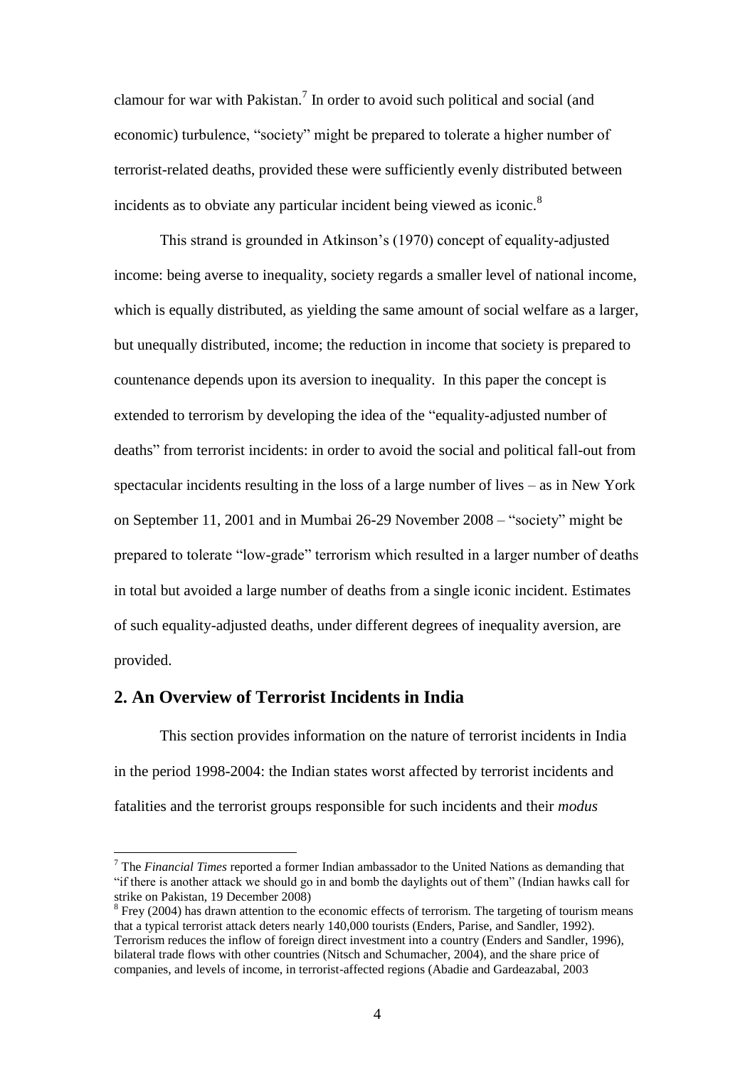clamour for war with Pakistan.[7] In order to avoid such political and social (and economic) turbulence, "society" might be prepared to tolerate a higher number of terrorist-related deaths, provided these were sufficiently evenly distributed between incidents as to obviate any particular incident being viewed as iconic.[8]

This strand is grounded in Atkinson's (1970) concept of equality-adjusted income: being averse to inequality, society regards a smaller level of national income, which is equally distributed, as yielding the same amount of social welfare as a larger, but unequally distributed, income; the reduction in income that society is prepared to countenance depends upon its aversion to inequality. In this paper the concept is extended to terrorism by developing the idea of the "equality-adjusted number of deaths" from terrorist incidents: in order to avoid the social and political fall-out from spectacular incidents resulting in the loss of a large number of lives – as in New York on September 11, 2001 and in Mumbai 26-29 November 2008 – "society" might be prepared to tolerate "low-grade" terrorism which resulted in a larger number of deaths in total but avoided a large number of deaths from a single iconic incident. Estimates of such equality-adjusted deaths, under different degrees of inequality aversion, are provided.

## 2. An Overview of Terrorist Incidents in India

This section provides information on the nature of terrorist incidents in India in the period 1998-2004: the Indian states worst affected by terrorist incidents and fatalities and the terrorist groups responsible for such incidents and their *modus*

---

[7] The *Financial Times* reported a former Indian ambassador to the United Nations as demanding that "if there is another attack we should go in and bomb the daylights out of them" (Indian hawks call for strike on Pakistan, 19 December 2008)

[8] Frey (2004) has drawn attention to the economic effects of terrorism. The targeting of tourism means that a typical terrorist attack deters nearly 140,000 tourists (Enders, Parise, and Sandler, 1992). Terrorism reduces the inflow of foreign direct investment into a country (Enders and Sandler, 1996), bilateral trade flows with other countries (Nitsch and Schumacher, 2004), and the share price of companies, and levels of income, in terrorist-affected regions (Abadie and Gardeazabal, 2003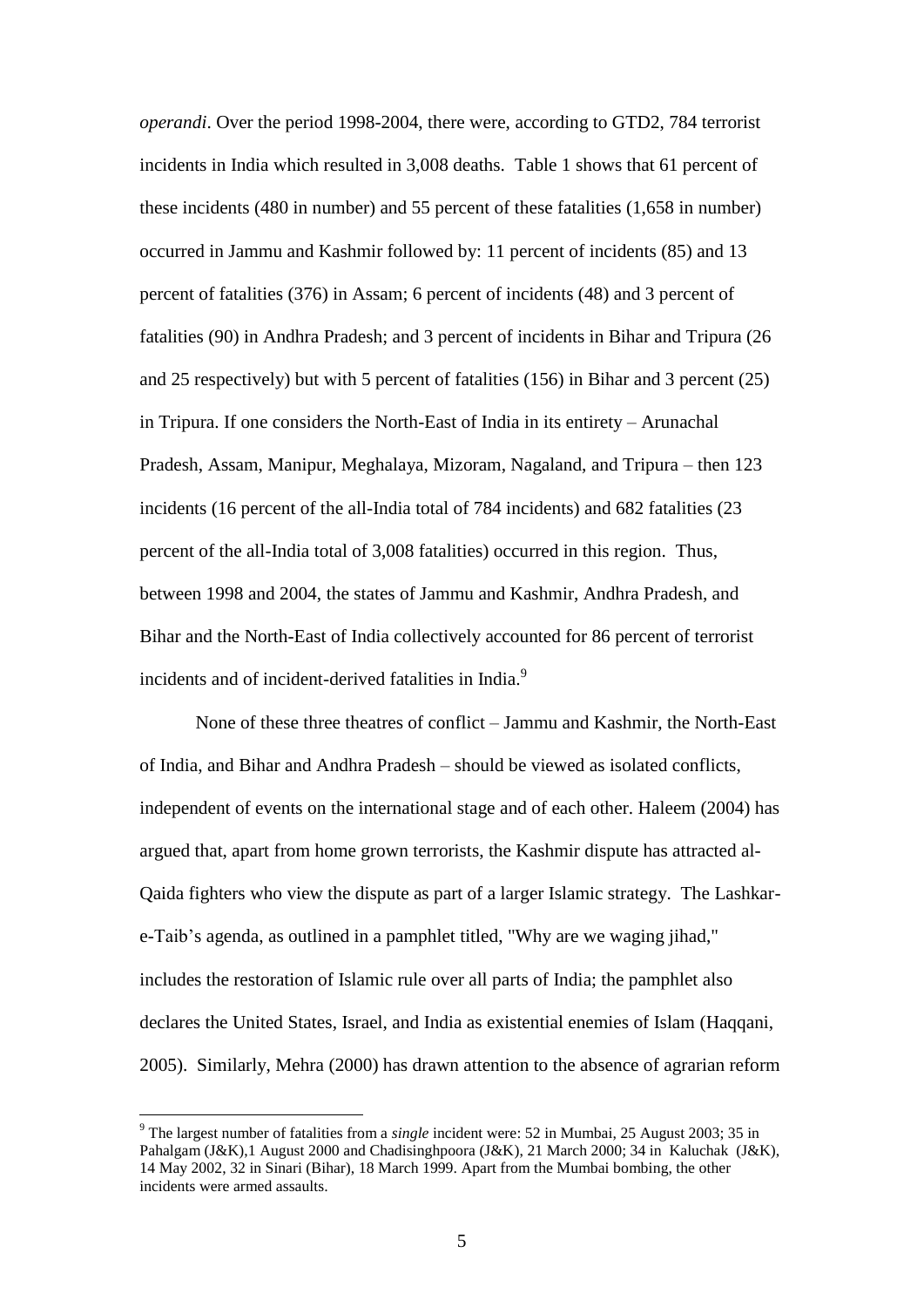*operandi*. Over the period 1998-2004, there were, according to GTD2, 784 terrorist incidents in India which resulted in 3,008 deaths. Table 1 shows that 61 percent of these incidents (480 in number) and 55 percent of these fatalities (1,658 in number) occurred in Jammu and Kashmir followed by: 11 percent of incidents (85) and 13 percent of fatalities (376) in Assam; 6 percent of incidents (48) and 3 percent of fatalities (90) in Andhra Pradesh; and 3 percent of incidents in Bihar and Tripura (26 and 25 respectively) but with 5 percent of fatalities (156) in Bihar and 3 percent (25) in Tripura. If one considers the North-East of India in its entirety – Arunachal Pradesh, Assam, Manipur, Meghalaya, Mizoram, Nagaland, and Tripura – then 123 incidents (16 percent of the all-India total of 784 incidents) and 682 fatalities (23 percent of the all-India total of 3,008 fatalities) occurred in this region. Thus, between 1998 and 2004, the states of Jammu and Kashmir, Andhra Pradesh, and Bihar and the North-East of India collectively accounted for 86 percent of terrorist incidents and of incident-derived fatalities in India.[9]

None of these three theatres of conflict – Jammu and Kashmir, the North-East of India, and Bihar and Andhra Pradesh – should be viewed as isolated conflicts, independent of events on the international stage and of each other. Haleem (2004) has argued that, apart from home grown terrorists, the Kashmir dispute has attracted al-Qaida fighters who view the dispute as part of a larger Islamic strategy. The Lashkar-e-Taib's agenda, as outlined in a pamphlet titled, "Why are we waging jihad," includes the restoration of Islamic rule over all parts of India; the pamphlet also declares the United States, Israel, and India as existential enemies of Islam (Haqqani, 2005). Similarly, Mehra (2000) has drawn attention to the absence of agrarian reform

[9] The largest number of fatalities from a *single* incident were: 52 in Mumbai, 25 August 2003; 35 in Pahalgam (J&K),1 August 2000 and Chadisinghpoora (J&K), 21 March 2000; 34 in Kaluchak (J&K), 14 May 2002, 32 in Sinari (Bihar), 18 March 1999. Apart from the Mumbai bombing, the other incidents were armed assaults.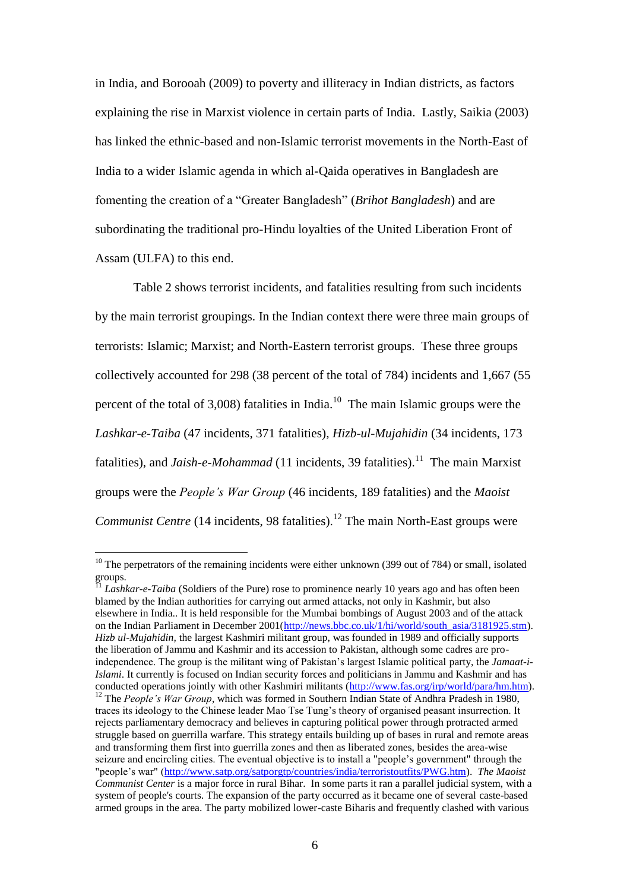in India, and Borooah (2009) to poverty and illiteracy in Indian districts, as factors explaining the rise in Marxist violence in certain parts of India. Lastly, Saikia (2003) has linked the ethnic-based and non-Islamic terrorist movements in the North-East of India to a wider Islamic agenda in which al-Qaida operatives in Bangladesh are fomenting the creation of a "Greater Bangladesh" (*Brihot Bangladesh*) and are subordinating the traditional pro-Hindu loyalties of the United Liberation Front of Assam (ULFA) to this end.

Table 2 shows terrorist incidents, and fatalities resulting from such incidents by the main terrorist groupings. In the Indian context there were three main groups of terrorists: Islamic; Marxist; and North-Eastern terrorist groups. These three groups collectively accounted for 298 (38 percent of the total of 784) incidents and 1,667 (55 percent of the total of 3,008) fatalities in India.[10] The main Islamic groups were the *Lashkar-e-Taiba* (47 incidents, 371 fatalities), *Hizb-ul-Mujahidin* (34 incidents, 173 fatalities), and *Jaish-e-Mohammad* (11 incidents, 39 fatalities).[11] The main Marxist groups were the *People's War Group* (46 incidents, 189 fatalities) and the *Maoist Communist Centre* (14 incidents, 98 fatalities).[12] The main North-East groups were

---

[10] The perpetrators of the remaining incidents were either unknown (399 out of 784) or small, isolated groups.

[11] *Lashkar-e-Taiba* (Soldiers of the Pure) rose to prominence nearly 10 years ago and has often been blamed by the Indian authorities for carrying out armed attacks, not only in Kashmir, but also elsewhere in India.. It is held responsible for the Mumbai bombings of August 2003 and of the attack on the Indian Parliament in December 2001(http://news.bbc.co.uk/1/hi/world/south_asia/3181925.stm). *Hizb ul-Mujahidin,* the largest Kashmiri militant group, was founded in 1989 and officially supports the liberation of Jammu and Kashmir and its accession to Pakistan, although some cadres are pro-independence. The group is the militant wing of Pakistan's largest Islamic political party, the *Jamaat-i-Islami*. It currently is focused on Indian security forces and politicians in Jammu and Kashmir and has conducted operations jointly with other Kashmiri militants (http://www.fas.org/irp/world/para/hm.htm).

[12] The *People's War Group*, which was formed in Southern Indian State of Andhra Pradesh in 1980, traces its ideology to the Chinese leader Mao Tse Tung's theory of organised peasant insurrection. It rejects parliamentary democracy and believes in capturing political power through protracted armed struggle based on guerrilla warfare. This strategy entails building up of bases in rural and remote areas and transforming them first into guerrilla zones and then as liberated zones, besides the area-wise seizure and encircling cities. The eventual objective is to install a "people's government" through the "people's war" (http://www.satp.org/satporgtp/countries/india/terroristoutfits/PWG.htm). *The Maoist Communist Center* is a major force in rural Bihar. In some parts it ran a parallel judicial system, with a system of people's courts. The expansion of the party occurred as it became one of several caste-based armed groups in the area. The party mobilized lower-caste Biharis and frequently clashed with various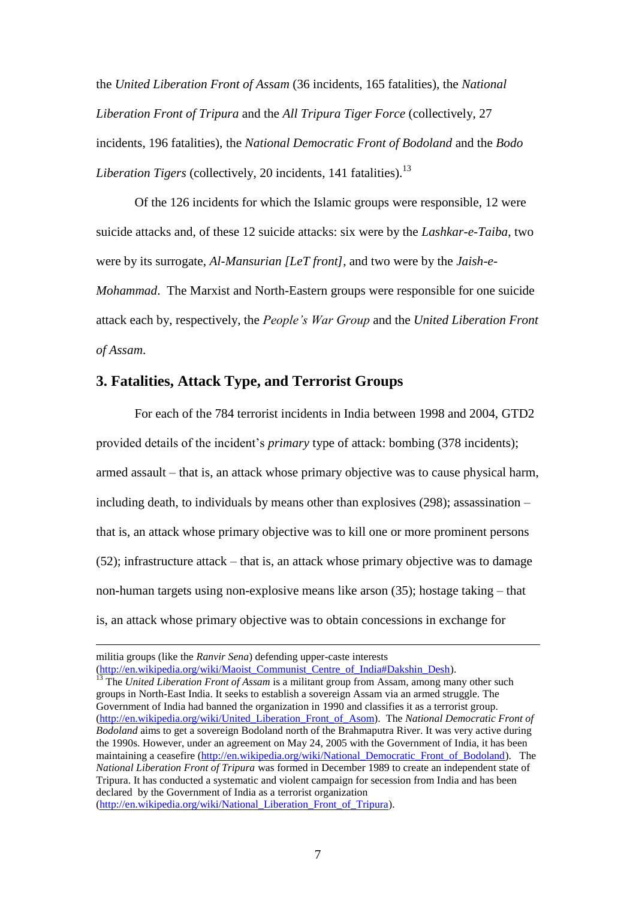the *United Liberation Front of Assam* (36 incidents, 165 fatalities), the *National Liberation Front of Tripura* and the *All Tripura Tiger Force* (collectively, 27 incidents, 196 fatalities), the *National Democratic Front of Bodoland* and the *Bodo Liberation Tigers* (collectively, 20 incidents, 141 fatalities).[13]

Of the 126 incidents for which the Islamic groups were responsible, 12 were suicide attacks and, of these 12 suicide attacks: six were by the *Lashkar-e-Taiba*, two were by its surrogate, *Al-Mansurian [LeT front]*, and two were by the *Jaish-e-Mohammad*. The Marxist and North-Eastern groups were responsible for one suicide attack each by, respectively, the *People's War Group* and the *United Liberation Front of Assam*.

## 3. Fatalities, Attack Type, and Terrorist Groups

For each of the 784 terrorist incidents in India between 1998 and 2004, GTD2 provided details of the incident's *primary* type of attack: bombing (378 incidents); armed assault – that is, an attack whose primary objective was to cause physical harm, including death, to individuals by means other than explosives (298); assassination – that is, an attack whose primary objective was to kill one or more prominent persons (52); infrastructure attack – that is, an attack whose primary objective was to damage non-human targets using non-explosive means like arson (35); hostage taking – that is, an attack whose primary objective was to obtain concessions in exchange for

---

militia groups (like the *Ranvir Sena*) defending upper-caste interests (http://en.wikipedia.org/wiki/Maoist_Communist_Centre_of_India#Dakshin_Desh).

[13] The *United Liberation Front of Assam* is a militant group from Assam, among many other such groups in North-East India. It seeks to establish a sovereign Assam via an armed struggle. The Government of India had banned the organization in 1990 and classifies it as a terrorist group. (http://en.wikipedia.org/wiki/United_Liberation_Front_of_Asom). The *National Democratic Front of Bodoland* aims to get a sovereign Bodoland north of the Brahmaputra River. It was very active during the 1990s. However, under an agreement on May 24, 2005 with the Government of India, it has been maintaining a ceasefire (http://en.wikipedia.org/wiki/National_Democratic_Front_of_Bodoland). The *National Liberation Front of Tripura* was formed in December 1989 to create an independent state of Tripura. It has conducted a systematic and violent campaign for secession from India and has been declared by the Government of India as a terrorist organization (http://en.wikipedia.org/wiki/National_Liberation_Front_of_Tripura).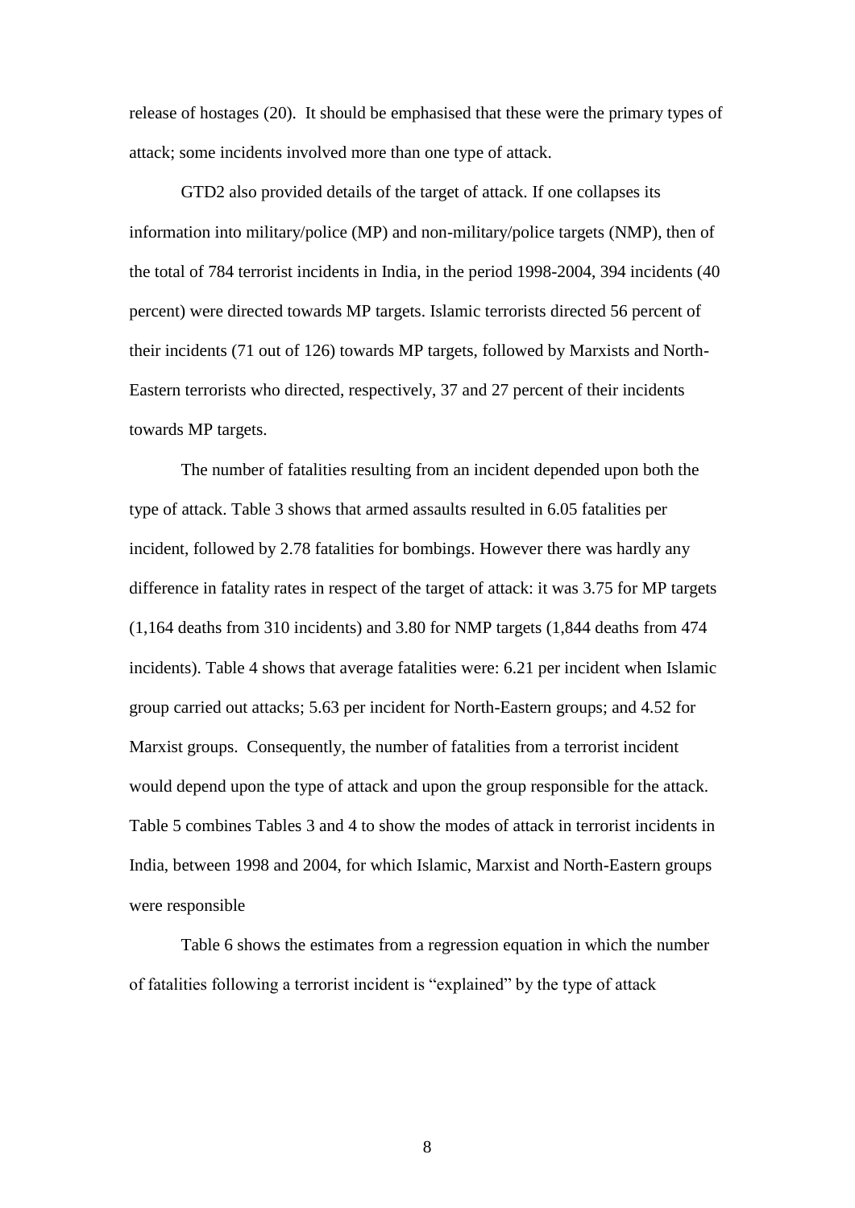release of hostages (20). It should be emphasised that these were the primary types of attack; some incidents involved more than one type of attack.

GTD2 also provided details of the target of attack. If one collapses its information into military/police (MP) and non-military/police targets (NMP), then of the total of 784 terrorist incidents in India, in the period 1998-2004, 394 incidents (40 percent) were directed towards MP targets. Islamic terrorists directed 56 percent of their incidents (71 out of 126) towards MP targets, followed by Marxists and North-Eastern terrorists who directed, respectively, 37 and 27 percent of their incidents towards MP targets.

The number of fatalities resulting from an incident depended upon both the type of attack. Table 3 shows that armed assaults resulted in 6.05 fatalities per incident, followed by 2.78 fatalities for bombings. However there was hardly any difference in fatality rates in respect of the target of attack: it was 3.75 for MP targets (1,164 deaths from 310 incidents) and 3.80 for NMP targets (1,844 deaths from 474 incidents). Table 4 shows that average fatalities were: 6.21 per incident when Islamic group carried out attacks; 5.63 per incident for North-Eastern groups; and 4.52 for Marxist groups. Consequently, the number of fatalities from a terrorist incident would depend upon the type of attack and upon the group responsible for the attack. Table 5 combines Tables 3 and 4 to show the modes of attack in terrorist incidents in India, between 1998 and 2004, for which Islamic, Marxist and North-Eastern groups were responsible

Table 6 shows the estimates from a regression equation in which the number of fatalities following a terrorist incident is "explained" by the type of attack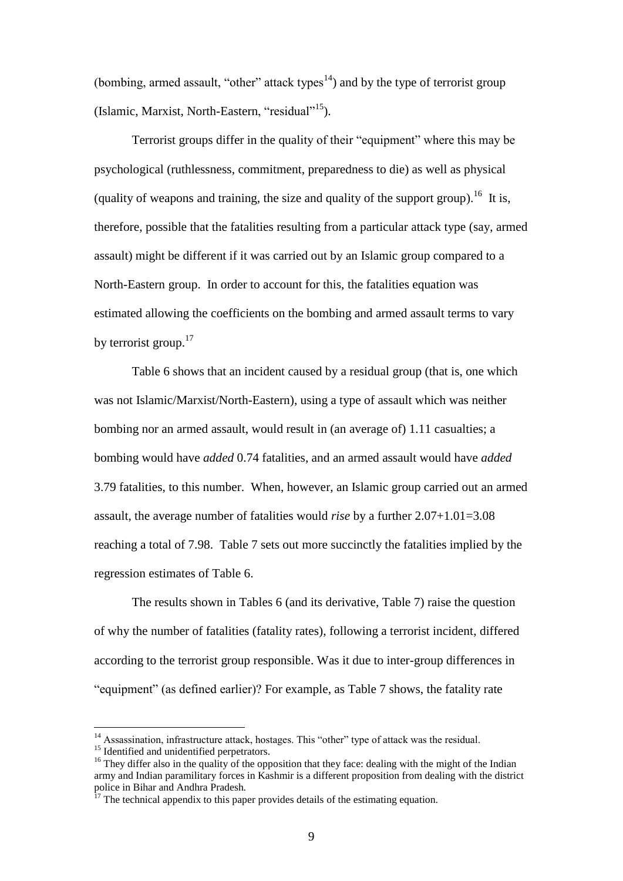(bombing, armed assault, "other" attack types[14]) and by the type of terrorist group (Islamic, Marxist, North-Eastern, "residual"[15]).

Terrorist groups differ in the quality of their "equipment" where this may be psychological (ruthlessness, commitment, preparedness to die) as well as physical (quality of weapons and training, the size and quality of the support group).[16] It is, therefore, possible that the fatalities resulting from a particular attack type (say, armed assault) might be different if it was carried out by an Islamic group compared to a North-Eastern group. In order to account for this, the fatalities equation was estimated allowing the coefficients on the bombing and armed assault terms to vary by terrorist group.[17]

Table 6 shows that an incident caused by a residual group (that is, one which was not Islamic/Marxist/North-Eastern), using a type of assault which was neither bombing nor an armed assault, would result in (an average of) 1.11 casualties; a bombing would have *added* 0.74 fatalities, and an armed assault would have *added* 3.79 fatalities, to this number. When, however, an Islamic group carried out an armed assault, the average number of fatalities would *rise* by a further 2.07+1.01=3.08 reaching a total of 7.98. Table 7 sets out more succinctly the fatalities implied by the regression estimates of Table 6.

The results shown in Tables 6 (and its derivative, Table 7) raise the question of why the number of fatalities (fatality rates), following a terrorist incident, differed according to the terrorist group responsible. Was it due to inter-group differences in "equipment" (as defined earlier)? For example, as Table 7 shows, the fatality rate

---

[14] Assassination, infrastructure attack, hostages. This "other" type of attack was the residual.

[15] Identified and unidentified perpetrators.

[16] They differ also in the quality of the opposition that they face: dealing with the might of the Indian army and Indian paramilitary forces in Kashmir is a different proposition from dealing with the district police in Bihar and Andhra Pradesh.

[17] The technical appendix to this paper provides details of the estimating equation.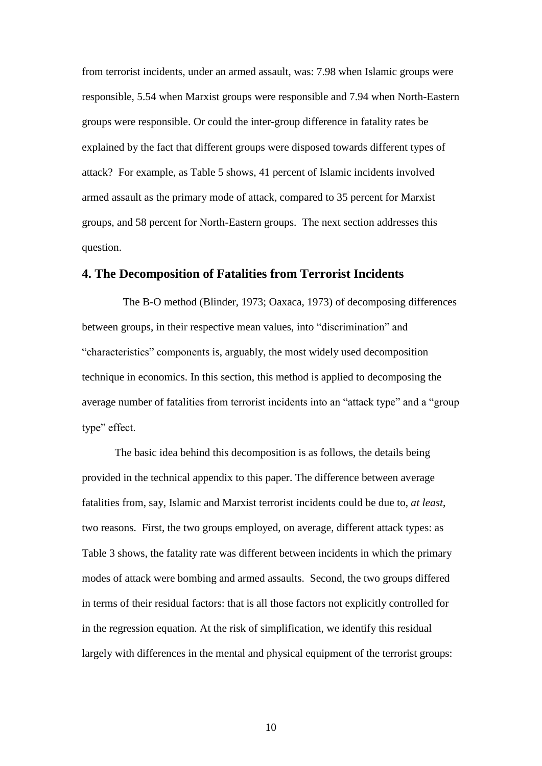from terrorist incidents, under an armed assault, was: 7.98 when Islamic groups were responsible, 5.54 when Marxist groups were responsible and 7.94 when North-Eastern groups were responsible. Or could the inter-group difference in fatality rates be explained by the fact that different groups were disposed towards different types of attack? For example, as Table 5 shows, 41 percent of Islamic incidents involved armed assault as the primary mode of attack, compared to 35 percent for Marxist groups, and 58 percent for North-Eastern groups. The next section addresses this question.

## 4. The Decomposition of Fatalities from Terrorist Incidents

The B-O method (Blinder, 1973; Oaxaca, 1973) of decomposing differences between groups, in their respective mean values, into "discrimination" and "characteristics" components is, arguably, the most widely used decomposition technique in economics. In this section, this method is applied to decomposing the average number of fatalities from terrorist incidents into an "attack type" and a "group type" effect.

The basic idea behind this decomposition is as follows, the details being provided in the technical appendix to this paper. The difference between average fatalities from, say, Islamic and Marxist terrorist incidents could be due to, *at least*, two reasons. First, the two groups employed, on average, different attack types: as Table 3 shows, the fatality rate was different between incidents in which the primary modes of attack were bombing and armed assaults. Second, the two groups differed in terms of their residual factors: that is all those factors not explicitly controlled for in the regression equation. At the risk of simplification, we identify this residual largely with differences in the mental and physical equipment of the terrorist groups: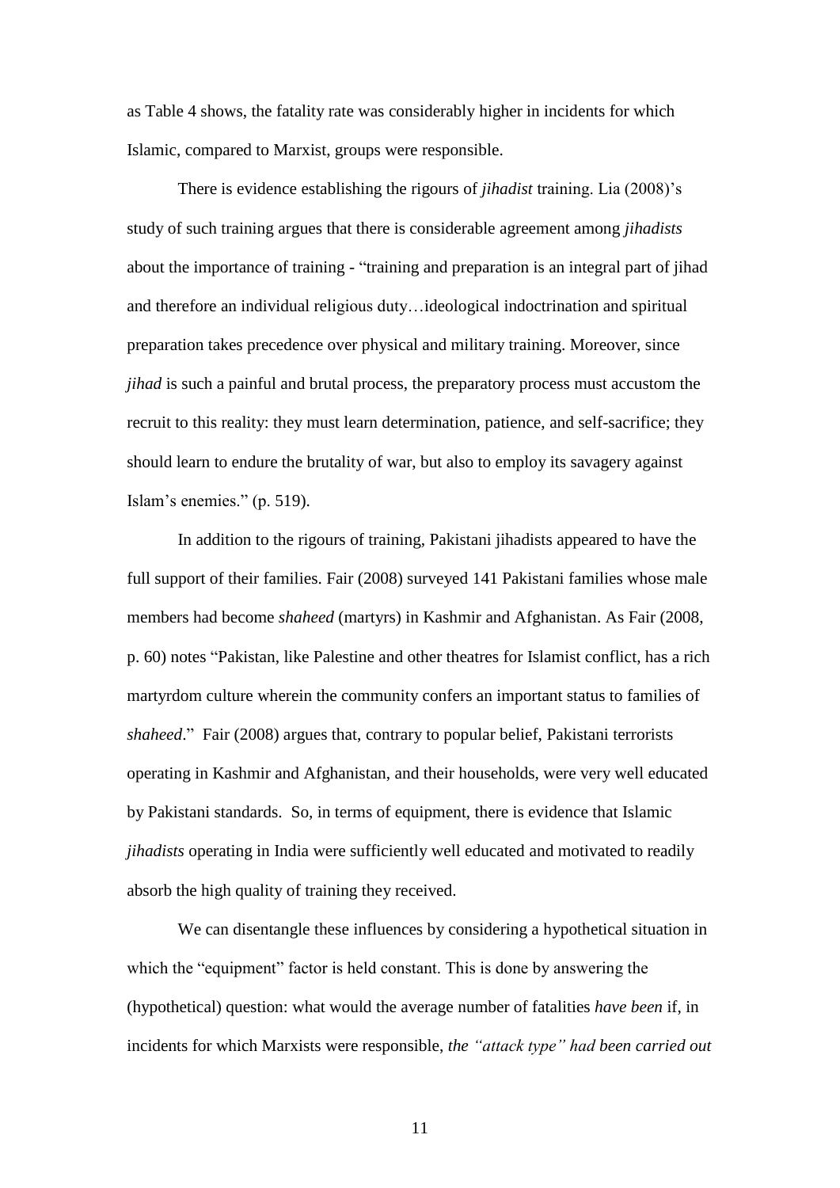as Table 4 shows, the fatality rate was considerably higher in incidents for which Islamic, compared to Marxist, groups were responsible.

There is evidence establishing the rigours of *jihadist* training. Lia (2008)'s study of such training argues that there is considerable agreement among *jihadists* about the importance of training - "training and preparation is an integral part of jihad and therefore an individual religious duty…ideological indoctrination and spiritual preparation takes precedence over physical and military training. Moreover, since *jihad* is such a painful and brutal process, the preparatory process must accustom the recruit to this reality: they must learn determination, patience, and self-sacrifice; they should learn to endure the brutality of war, but also to employ its savagery against Islam's enemies." (p. 519).

In addition to the rigours of training, Pakistani jihadists appeared to have the full support of their families. Fair (2008) surveyed 141 Pakistani families whose male members had become *shaheed* (martyrs) in Kashmir and Afghanistan. As Fair (2008, p. 60) notes "Pakistan, like Palestine and other theatres for Islamist conflict, has a rich martyrdom culture wherein the community confers an important status to families of *shaheed*." Fair (2008) argues that, contrary to popular belief, Pakistani terrorists operating in Kashmir and Afghanistan, and their households, were very well educated by Pakistani standards. So, in terms of equipment, there is evidence that Islamic *jihadists* operating in India were sufficiently well educated and motivated to readily absorb the high quality of training they received.

We can disentangle these influences by considering a hypothetical situation in which the "equipment" factor is held constant. This is done by answering the (hypothetical) question: what would the average number of fatalities *have been* if, in incidents for which Marxists were responsible, *the "attack type" had been carried out*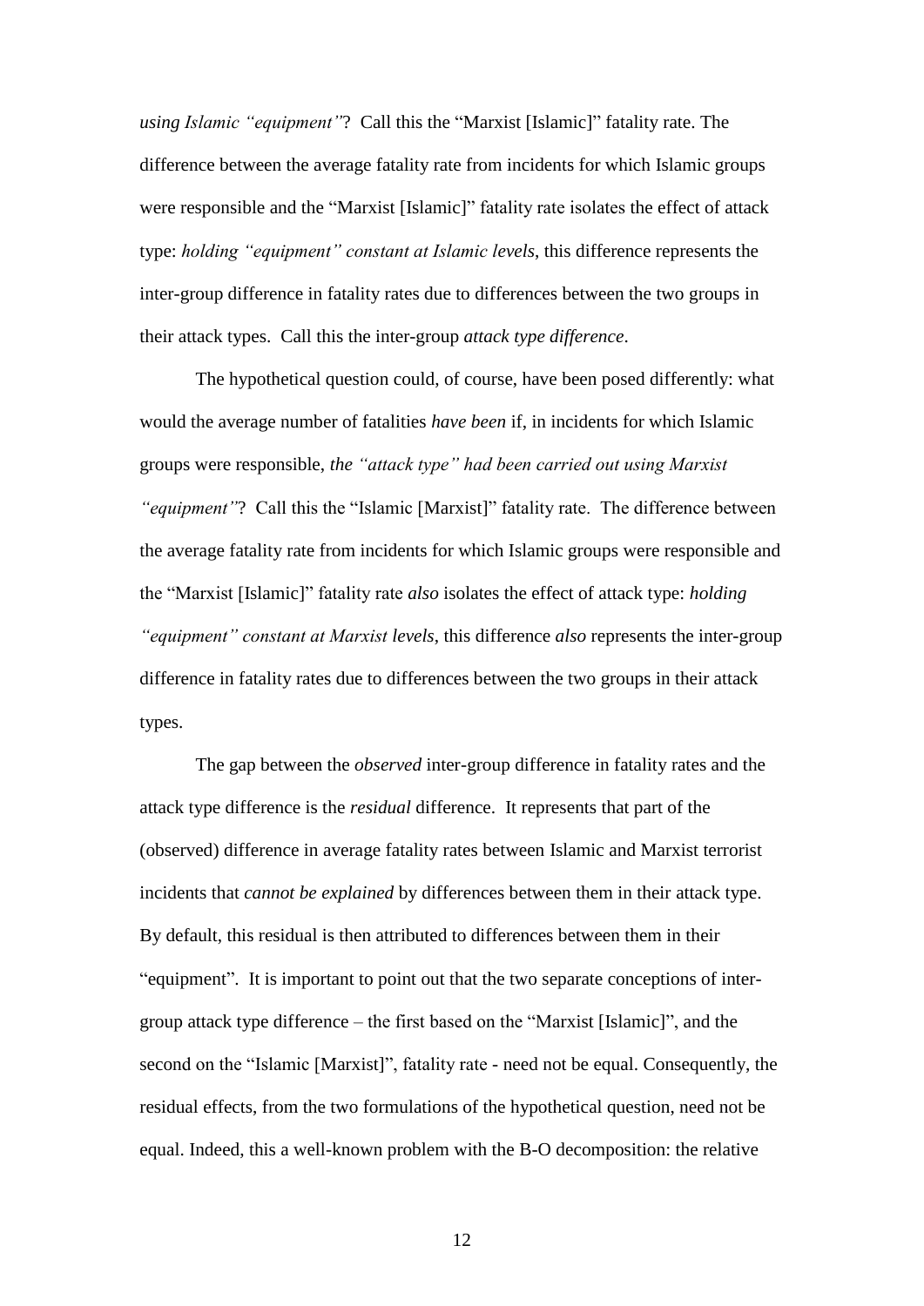*using Islamic "equipment"*? Call this the "Marxist [Islamic]" fatality rate. The difference between the average fatality rate from incidents for which Islamic groups were responsible and the "Marxist [Islamic]" fatality rate isolates the effect of attack type: *holding "equipment" constant at Islamic levels*, this difference represents the inter-group difference in fatality rates due to differences between the two groups in their attack types. Call this the inter-group *attack type difference*.

The hypothetical question could, of course, have been posed differently: what would the average number of fatalities *have been* if, in incidents for which Islamic groups were responsible, *the "attack type" had been carried out using Marxist "equipment"*? Call this the "Islamic [Marxist]" fatality rate. The difference between the average fatality rate from incidents for which Islamic groups were responsible and the "Marxist [Islamic]" fatality rate *also* isolates the effect of attack type: *holding "equipment" constant at Marxist levels*, this difference *also* represents the inter-group difference in fatality rates due to differences between the two groups in their attack types.

The gap between the *observed* inter-group difference in fatality rates and the attack type difference is the *residual* difference. It represents that part of the (observed) difference in average fatality rates between Islamic and Marxist terrorist incidents that *cannot be explained* by differences between them in their attack type. By default, this residual is then attributed to differences between them in their "equipment". It is important to point out that the two separate conceptions of inter-group attack type difference – the first based on the "Marxist [Islamic]", and the second on the "Islamic [Marxist]", fatality rate - need not be equal. Consequently, the residual effects, from the two formulations of the hypothetical question, need not be equal. Indeed, this a well-known problem with the B-O decomposition: the relative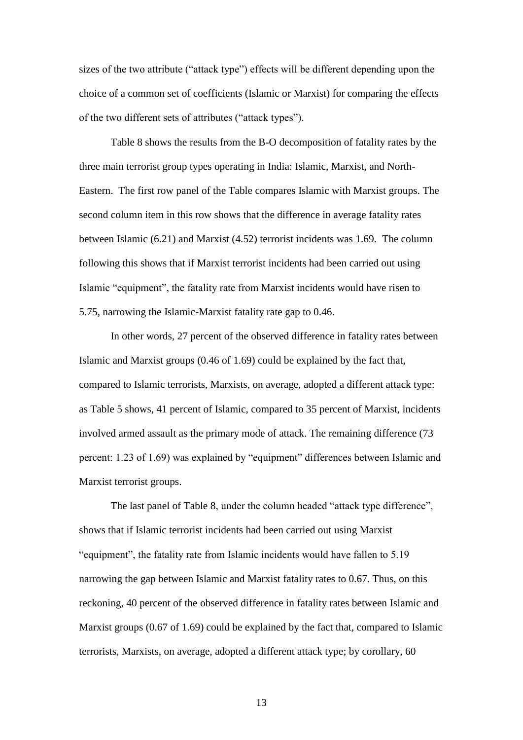sizes of the two attribute ("attack type") effects will be different depending upon the choice of a common set of coefficients (Islamic or Marxist) for comparing the effects of the two different sets of attributes ("attack types").

Table 8 shows the results from the B-O decomposition of fatality rates by the three main terrorist group types operating in India: Islamic, Marxist, and North-Eastern. The first row panel of the Table compares Islamic with Marxist groups. The second column item in this row shows that the difference in average fatality rates between Islamic (6.21) and Marxist (4.52) terrorist incidents was 1.69. The column following this shows that if Marxist terrorist incidents had been carried out using Islamic "equipment", the fatality rate from Marxist incidents would have risen to 5.75, narrowing the Islamic-Marxist fatality rate gap to 0.46.

In other words, 27 percent of the observed difference in fatality rates between Islamic and Marxist groups (0.46 of 1.69) could be explained by the fact that, compared to Islamic terrorists, Marxists, on average, adopted a different attack type: as Table 5 shows, 41 percent of Islamic, compared to 35 percent of Marxist, incidents involved armed assault as the primary mode of attack. The remaining difference (73 percent: 1.23 of 1.69) was explained by "equipment" differences between Islamic and Marxist terrorist groups.

The last panel of Table 8, under the column headed "attack type difference", shows that if Islamic terrorist incidents had been carried out using Marxist "equipment", the fatality rate from Islamic incidents would have fallen to 5.19 narrowing the gap between Islamic and Marxist fatality rates to 0.67. Thus, on this reckoning, 40 percent of the observed difference in fatality rates between Islamic and Marxist groups (0.67 of 1.69) could be explained by the fact that, compared to Islamic terrorists, Marxists, on average, adopted a different attack type; by corollary, 60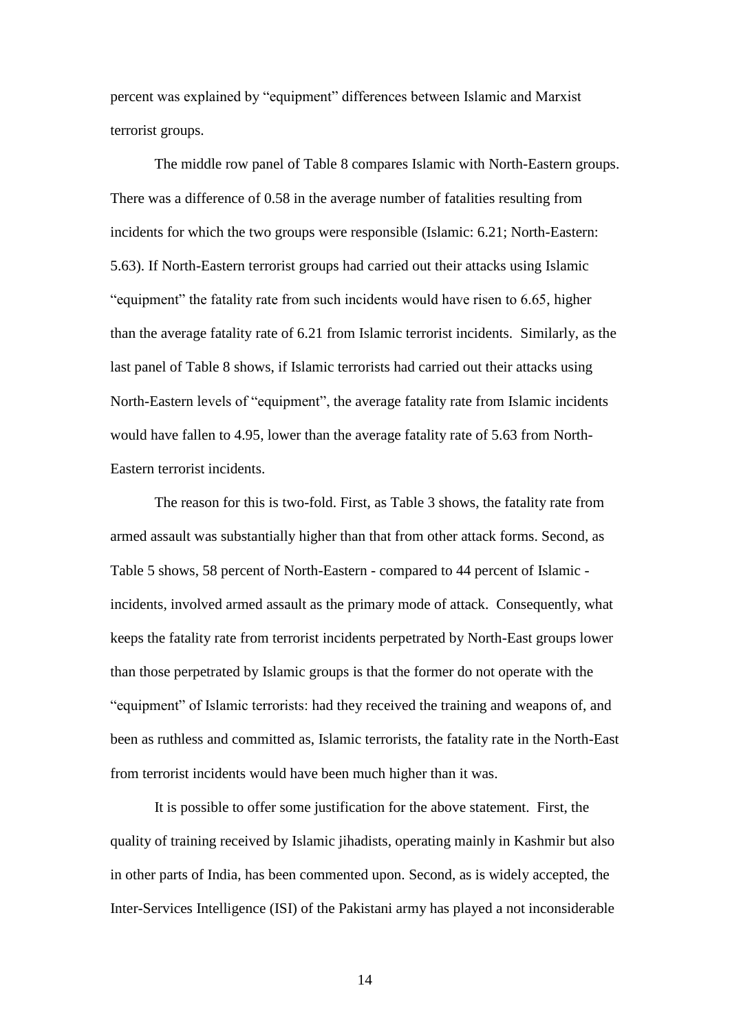percent was explained by "equipment" differences between Islamic and Marxist terrorist groups.

The middle row panel of Table 8 compares Islamic with North-Eastern groups. There was a difference of 0.58 in the average number of fatalities resulting from incidents for which the two groups were responsible (Islamic: 6.21; North-Eastern: 5.63). If North-Eastern terrorist groups had carried out their attacks using Islamic "equipment" the fatality rate from such incidents would have risen to 6.65, higher than the average fatality rate of 6.21 from Islamic terrorist incidents. Similarly, as the last panel of Table 8 shows, if Islamic terrorists had carried out their attacks using North-Eastern levels of "equipment", the average fatality rate from Islamic incidents would have fallen to 4.95, lower than the average fatality rate of 5.63 from North-Eastern terrorist incidents.

The reason for this is two-fold. First, as Table 3 shows, the fatality rate from armed assault was substantially higher than that from other attack forms. Second, as Table 5 shows, 58 percent of North-Eastern - compared to 44 percent of Islamic - incidents, involved armed assault as the primary mode of attack. Consequently, what keeps the fatality rate from terrorist incidents perpetrated by North-East groups lower than those perpetrated by Islamic groups is that the former do not operate with the "equipment" of Islamic terrorists: had they received the training and weapons of, and been as ruthless and committed as, Islamic terrorists, the fatality rate in the North-East from terrorist incidents would have been much higher than it was.

It is possible to offer some justification for the above statement. First, the quality of training received by Islamic jihadists, operating mainly in Kashmir but also in other parts of India, has been commented upon. Second, as is widely accepted, the Inter-Services Intelligence (ISI) of the Pakistani army has played a not inconsiderable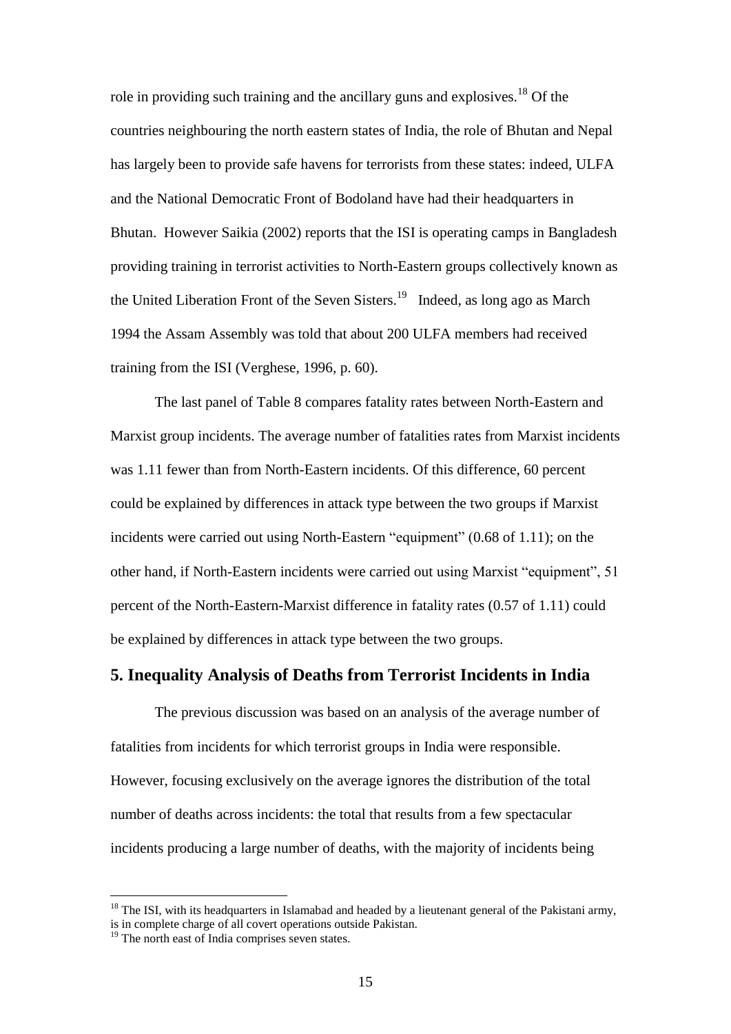role in providing such training and the ancillary guns and explosives.[18] Of the countries neighbouring the north eastern states of India, the role of Bhutan and Nepal has largely been to provide safe havens for terrorists from these states: indeed, ULFA and the National Democratic Front of Bodoland have had their headquarters in Bhutan. However Saikia (2002) reports that the ISI is operating camps in Bangladesh providing training in terrorist activities to North-Eastern groups collectively known as the United Liberation Front of the Seven Sisters.[19] Indeed, as long ago as March 1994 the Assam Assembly was told that about 200 ULFA members had received training from the ISI (Verghese, 1996, p. 60).

The last panel of Table 8 compares fatality rates between North-Eastern and Marxist group incidents. The average number of fatalities rates from Marxist incidents was 1.11 fewer than from North-Eastern incidents. Of this difference, 60 percent could be explained by differences in attack type between the two groups if Marxist incidents were carried out using North-Eastern "equipment" (0.68 of 1.11); on the other hand, if North-Eastern incidents were carried out using Marxist "equipment", 51 percent of the North-Eastern-Marxist difference in fatality rates (0.57 of 1.11) could be explained by differences in attack type between the two groups.

## 5. Inequality Analysis of Deaths from Terrorist Incidents in India

The previous discussion was based on an analysis of the average number of fatalities from incidents for which terrorist groups in India were responsible. However, focusing exclusively on the average ignores the distribution of the total number of deaths across incidents: the total that results from a few spectacular incidents producing a large number of deaths, with the majority of incidents being

---

[18] The ISI, with its headquarters in Islamabad and headed by a lieutenant general of the Pakistani army, is in complete charge of all covert operations outside Pakistan.

[19] The north east of India comprises seven states.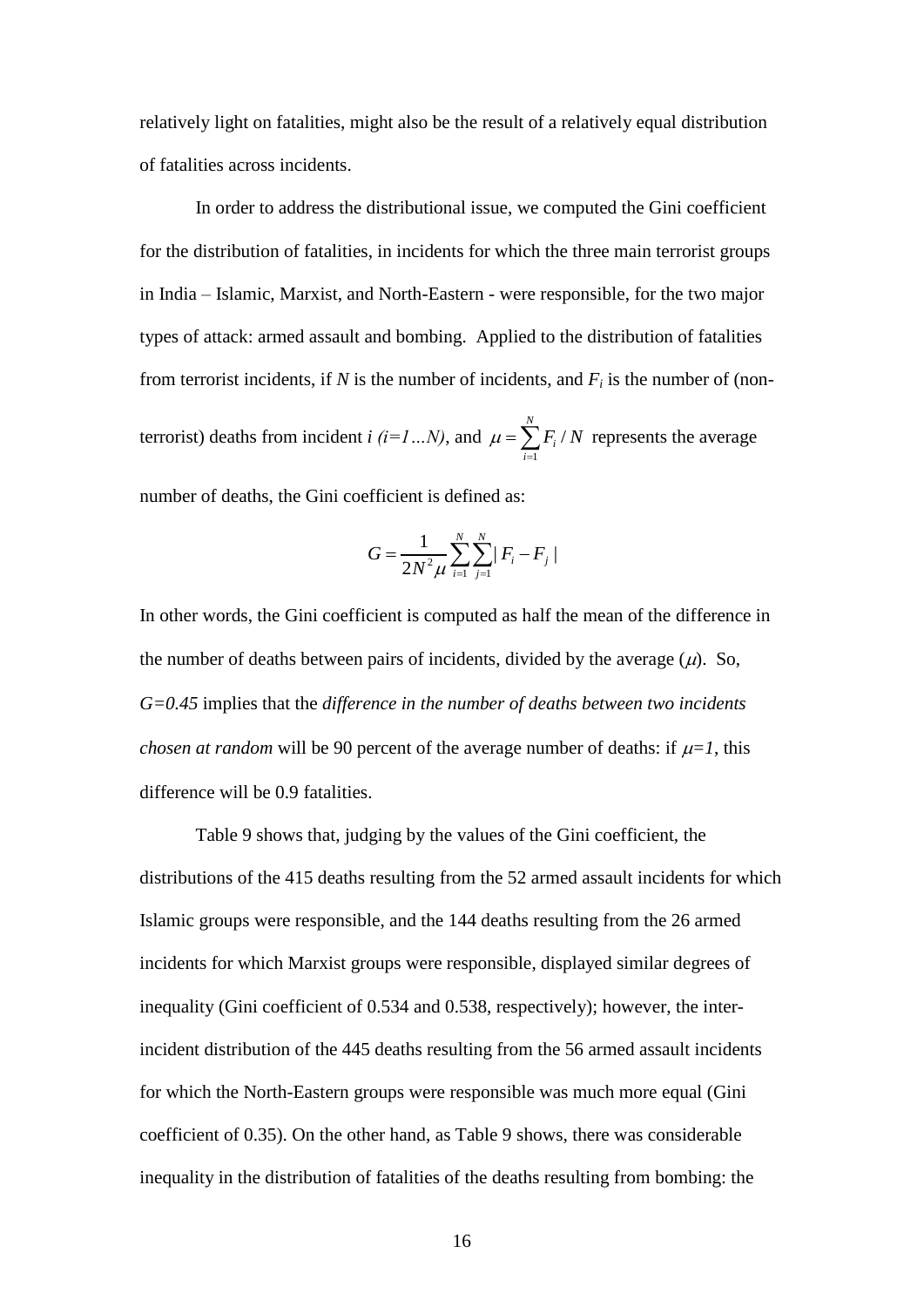relatively light on fatalities, might also be the result of a relatively equal distribution of fatalities across incidents.

In order to address the distributional issue, we computed the Gini coefficient for the distribution of fatalities, in incidents for which the three main terrorist groups in India – Islamic, Marxist, and North-Eastern - were responsible, for the two major types of attack: armed assault and bombing. Applied to the distribution of fatalities from terrorist incidents, if $N$ is the number of incidents, and $F_i$ is the number of (non-terrorist) deaths from incident $i$ $(i=1...N)$, and $\mu = \sum_{i=1}^{N} F_i / N$ represents the average number of deaths, the Gini coefficient is defined as:

$$G = \frac{1}{2N^2\mu} \sum_{i=1}^{N} \sum_{j=1}^{N} | F_i - F_j |$$

In other words, the Gini coefficient is computed as half the mean of the difference in the number of deaths between pairs of incidents, divided by the average ($\mu$). So, $G=0.45$ implies that the *difference in the number of deaths between two incidents chosen at random* will be 90 percent of the average number of deaths: if $\mu=1$, this difference will be 0.9 fatalities.

Table 9 shows that, judging by the values of the Gini coefficient, the distributions of the 415 deaths resulting from the 52 armed assault incidents for which Islamic groups were responsible, and the 144 deaths resulting from the 26 armed incidents for which Marxist groups were responsible, displayed similar degrees of inequality (Gini coefficient of 0.534 and 0.538, respectively); however, the inter-incident distribution of the 445 deaths resulting from the 56 armed assault incidents for which the North-Eastern groups were responsible was much more equal (Gini coefficient of 0.35). On the other hand, as Table 9 shows, there was considerable inequality in the distribution of fatalities of the deaths resulting from bombing: the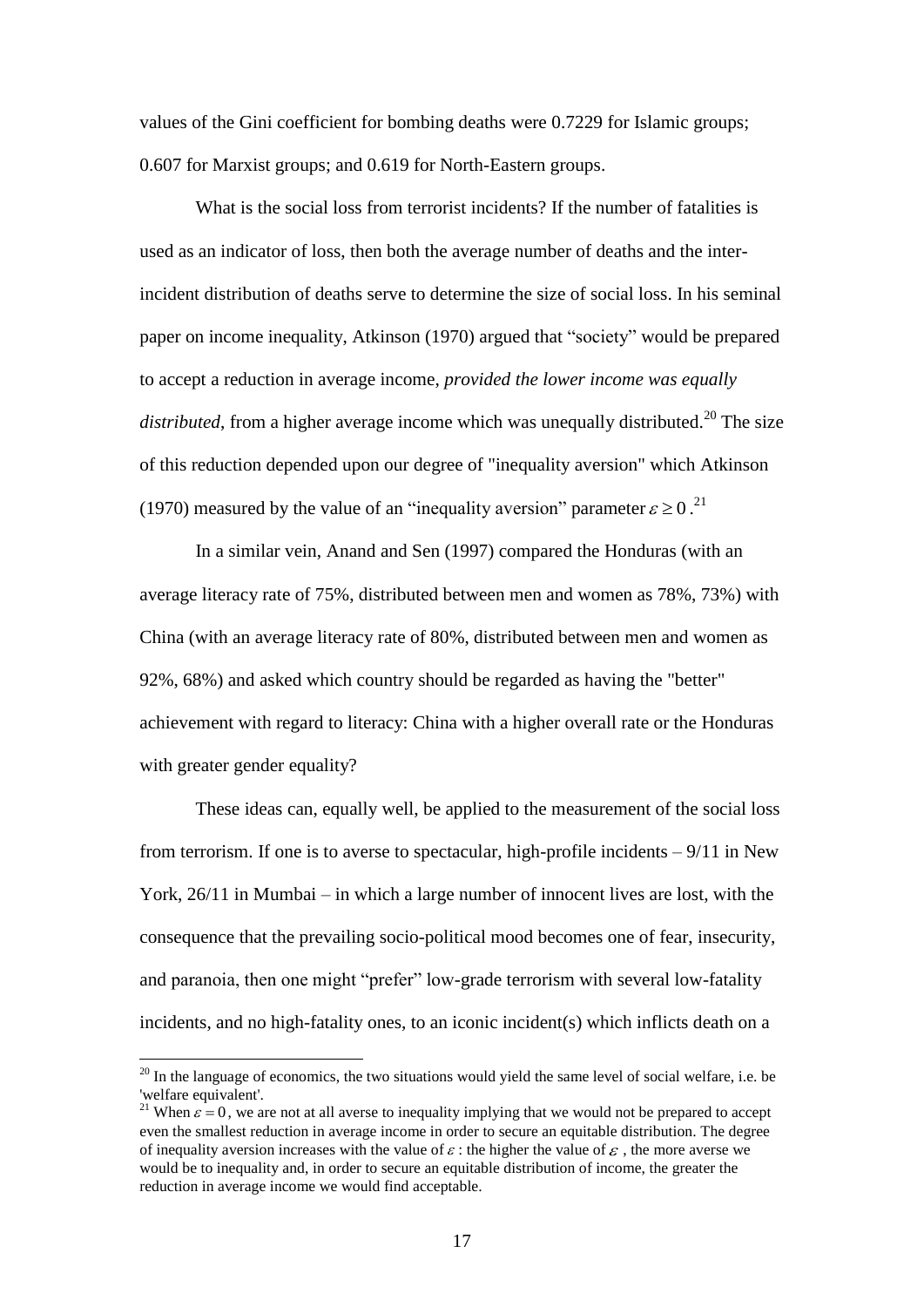values of the Gini coefficient for bombing deaths were 0.7229 for Islamic groups; 0.607 for Marxist groups; and 0.619 for North-Eastern groups.

What is the social loss from terrorist incidents? If the number of fatalities is used as an indicator of loss, then both the average number of deaths and the inter-incident distribution of deaths serve to determine the size of social loss. In his seminal paper on income inequality, Atkinson (1970) argued that "society" would be prepared to accept a reduction in average income, *provided the lower income was equally distributed*, from a higher average income which was unequally distributed.[20] The size of this reduction depended upon our degree of "inequality aversion" which Atkinson (1970) measured by the value of an "inequality aversion" parameter $\varepsilon \geq 0$.[21]

In a similar vein, Anand and Sen (1997) compared the Honduras (with an average literacy rate of 75%, distributed between men and women as 78%, 73%) with China (with an average literacy rate of 80%, distributed between men and women as 92%, 68%) and asked which country should be regarded as having the "better" achievement with regard to literacy: China with a higher overall rate or the Honduras with greater gender equality?

These ideas can, equally well, be applied to the measurement of the social loss from terrorism. If one is to averse to spectacular, high-profile incidents – 9/11 in New York, 26/11 in Mumbai – in which a large number of innocent lives are lost, with the consequence that the prevailing socio-political mood becomes one of fear, insecurity, and paranoia, then one might "prefer" low-grade terrorism with several low-fatality incidents, and no high-fatality ones, to an iconic incident(s) which inflicts death on a

---

[20] In the language of economics, the two situations would yield the same level of social welfare, i.e. be 'welfare equivalent'.

[21] When $\varepsilon = 0$, we are not at all averse to inequality implying that we would not be prepared to accept even the smallest reduction in average income in order to secure an equitable distribution. The degree of inequality aversion increases with the value of $\varepsilon$ : the higher the value of $\varepsilon$ , the more averse we would be to inequality and, in order to secure an equitable distribution of income, the greater the reduction in average income we would find acceptable.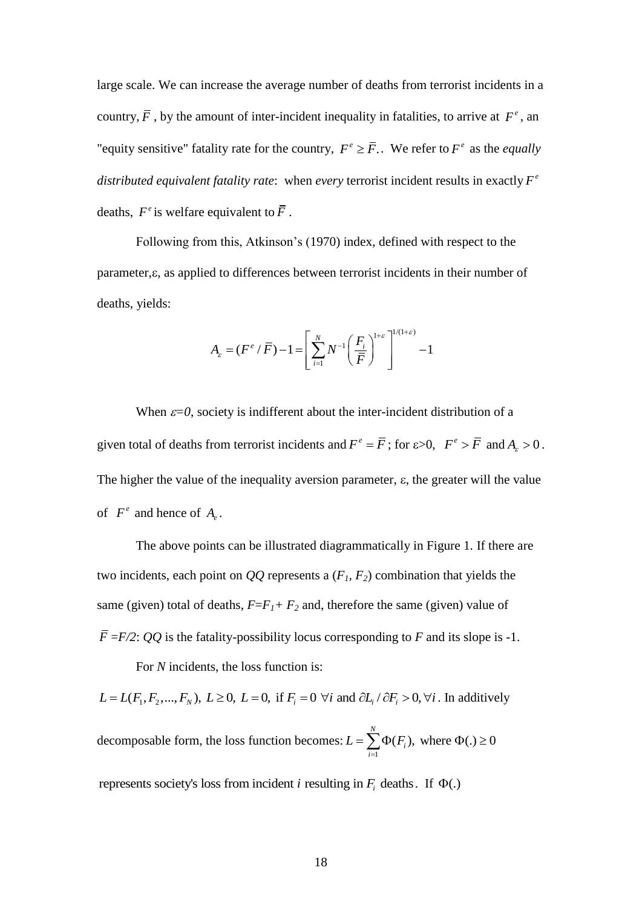large scale. We can increase the average number of deaths from terrorist incidents in a country, $\bar{F}$ , by the amount of inter-incident inequality in fatalities, to arrive at $F^e$, an "equity sensitive" fatality rate for the country, $F^e \geq \bar{F}$.. We refer to $F^e$ as the *equally distributed equivalent fatality rate*: when *every* terrorist incident results in exactly $F^e$ deaths, $F^e$ is welfare equivalent to $\bar{F}$ .

Following from this, Atkinson's (1970) index, defined with respect to the parameter,ε, as applied to differences between terrorist incidents in their number of deaths, yields:

$$A_\varepsilon = (F^e / \bar{F}) - 1 = \left[ \sum_{i=1}^{N} N^{-1} \left( \frac{F_i}{\bar{F}} \right)^{1+\varepsilon} \right]^{1/(1+\varepsilon)} - 1$$

When $\varepsilon=0$, society is indifferent about the inter-incident distribution of a given total of deaths from terrorist incidents and $F^e = \bar{F}$ ; for ε>0, $F^e > \bar{F}$ and $A_\varepsilon > 0$ . The higher the value of the inequality aversion parameter, ε, the greater will the value of $F^e$ and hence of $A_e$ .

The above points can be illustrated diagrammatically in Figure 1. If there are two incidents, each point on *QQ* represents a ($F_1$, $F_2$) combination that yields the same (given) total of deaths, $F=F_1+ F_2$ and, therefore the same (given) value of $\bar{F} =F/2$: *QQ* is the fatality-possibility locus corresponding to *F* and its slope is -1.

For *N* incidents, the loss function is:

$L = L(F_1, F_2, ..., F_N),\ L \geq 0,\ L = 0,$ if $F_i = 0\ \forall i$ and $\partial L_i / \partial F_i > 0, \forall i$ . In additively decomposable form, the loss function becomes: $L = \sum_{i=1}^{N} \Phi(F_i),$ where $\Phi(.) \geq 0$ represents society's loss from incident *i* resulting in $F_i$ deaths. If $\Phi(.)$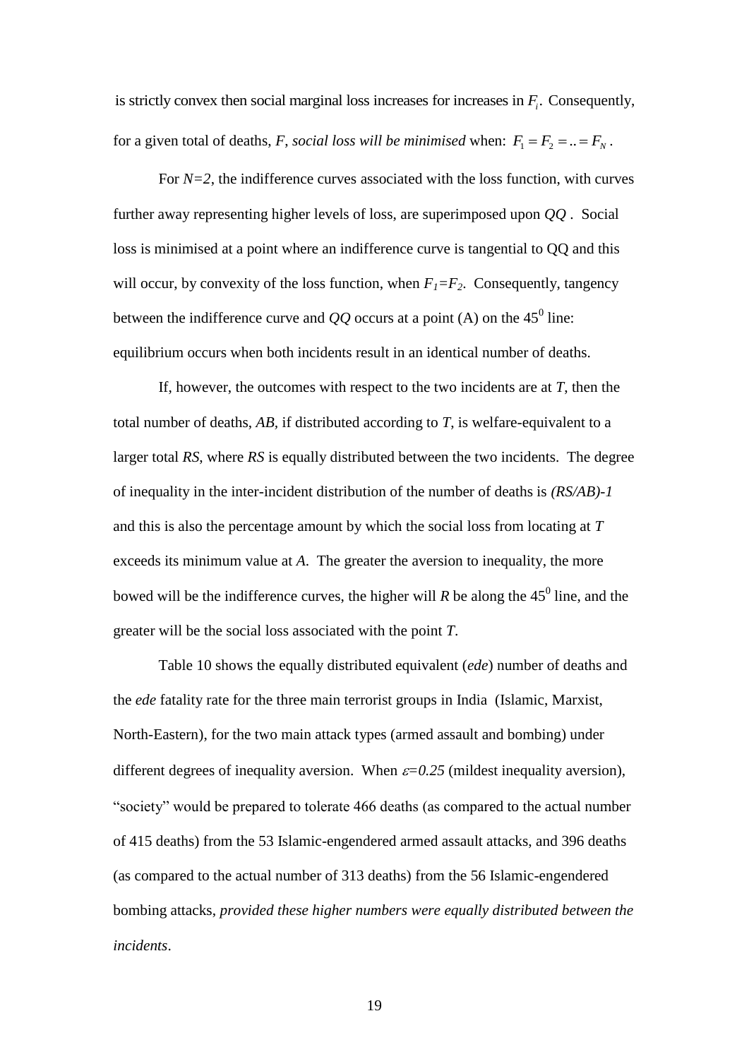is strictly convex then social marginal loss increases for increases in $F_i$. Consequently, for a given total of deaths, $F$, *social loss will be minimised* when: $F_1 = F_2 = .. = F_N$.

For $N=2$, the indifference curves associated with the loss function, with curves further away representing higher levels of loss, are superimposed upon $QQ$. Social loss is minimised at a point where an indifference curve is tangential to QQ and this will occur, by convexity of the loss function, when $F_1=F_2$. Consequently, tangency between the indifference curve and $QQ$ occurs at a point (A) on the $45^0$ line: equilibrium occurs when both incidents result in an identical number of deaths.

If, however, the outcomes with respect to the two incidents are at $T$, then the total number of deaths, $AB$, if distributed according to $T$, is welfare-equivalent to a larger total $RS$, where $RS$ is equally distributed between the two incidents. The degree of inequality in the inter-incident distribution of the number of deaths is $(RS/AB)-1$ and this is also the percentage amount by which the social loss from locating at $T$ exceeds its minimum value at $A$. The greater the aversion to inequality, the more bowed will be the indifference curves, the higher will $R$ be along the $45^0$ line, and the greater will be the social loss associated with the point $T$.

Table 10 shows the equally distributed equivalent (*ede*) number of deaths and the *ede* fatality rate for the three main terrorist groups in India (Islamic, Marxist, North-Eastern), for the two main attack types (armed assault and bombing) under different degrees of inequality aversion. When $\varepsilon=0.25$ (mildest inequality aversion), "society" would be prepared to tolerate 466 deaths (as compared to the actual number of 415 deaths) from the 53 Islamic-engendered armed assault attacks, and 396 deaths (as compared to the actual number of 313 deaths) from the 56 Islamic-engendered bombing attacks, *provided these higher numbers were equally distributed between the incidents*.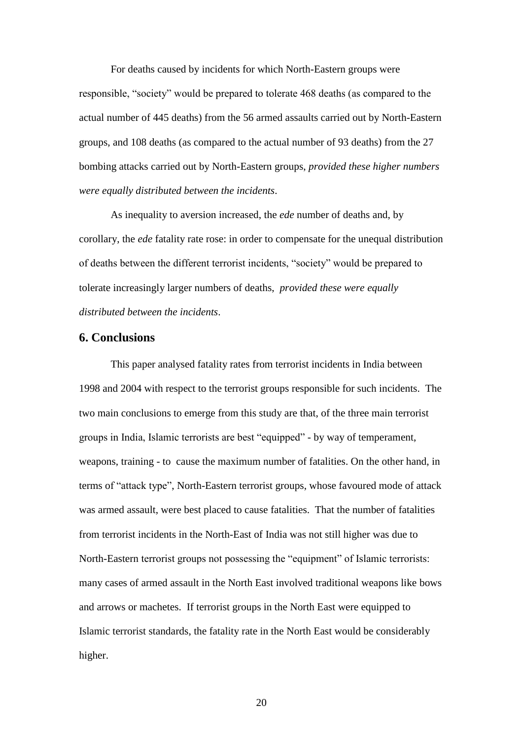For deaths caused by incidents for which North-Eastern groups were responsible, "society" would be prepared to tolerate 468 deaths (as compared to the actual number of 445 deaths) from the 56 armed assaults carried out by North-Eastern groups, and 108 deaths (as compared to the actual number of 93 deaths) from the 27 bombing attacks carried out by North-Eastern groups, *provided these higher numbers were equally distributed between the incidents*.

As inequality to aversion increased, the *ede* number of deaths and, by corollary, the *ede* fatality rate rose: in order to compensate for the unequal distribution of deaths between the different terrorist incidents, "society" would be prepared to tolerate increasingly larger numbers of deaths, *provided these were equally distributed between the incidents*.

## 6. Conclusions

This paper analysed fatality rates from terrorist incidents in India between 1998 and 2004 with respect to the terrorist groups responsible for such incidents. The two main conclusions to emerge from this study are that, of the three main terrorist groups in India, Islamic terrorists are best "equipped" - by way of temperament, weapons, training - to cause the maximum number of fatalities. On the other hand, in terms of "attack type", North-Eastern terrorist groups, whose favoured mode of attack was armed assault, were best placed to cause fatalities. That the number of fatalities from terrorist incidents in the North-East of India was not still higher was due to North-Eastern terrorist groups not possessing the "equipment" of Islamic terrorists: many cases of armed assault in the North East involved traditional weapons like bows and arrows or machetes. If terrorist groups in the North East were equipped to Islamic terrorist standards, the fatality rate in the North East would be considerably higher.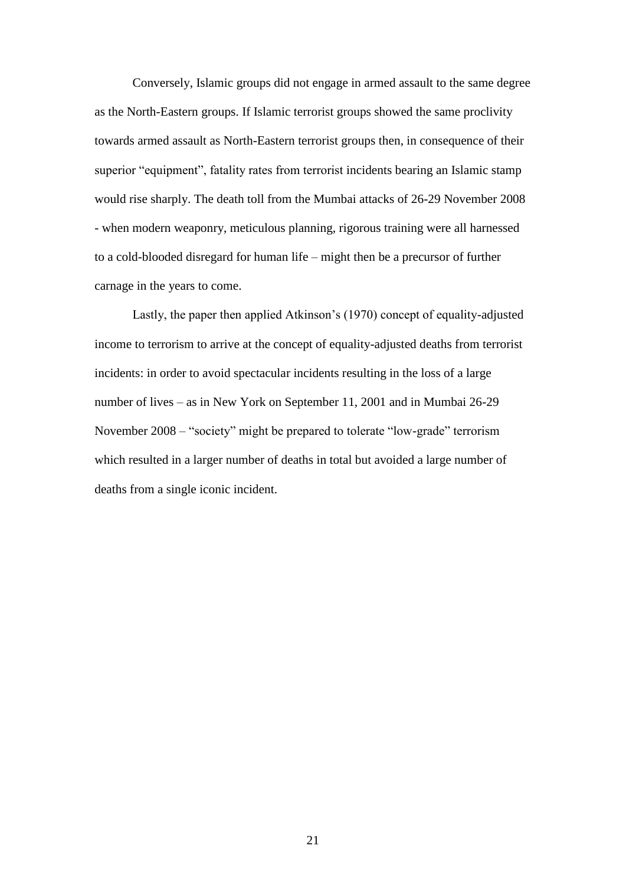Conversely, Islamic groups did not engage in armed assault to the same degree as the North-Eastern groups. If Islamic terrorist groups showed the same proclivity towards armed assault as North-Eastern terrorist groups then, in consequence of their superior "equipment", fatality rates from terrorist incidents bearing an Islamic stamp would rise sharply. The death toll from the Mumbai attacks of 26-29 November 2008 - when modern weaponry, meticulous planning, rigorous training were all harnessed to a cold-blooded disregard for human life – might then be a precursor of further carnage in the years to come.

Lastly, the paper then applied Atkinson's (1970) concept of equality-adjusted income to terrorism to arrive at the concept of equality-adjusted deaths from terrorist incidents: in order to avoid spectacular incidents resulting in the loss of a large number of lives – as in New York on September 11, 2001 and in Mumbai 26-29 November 2008 – "society" might be prepared to tolerate "low-grade" terrorism which resulted in a larger number of deaths in total but avoided a large number of deaths from a single iconic incident.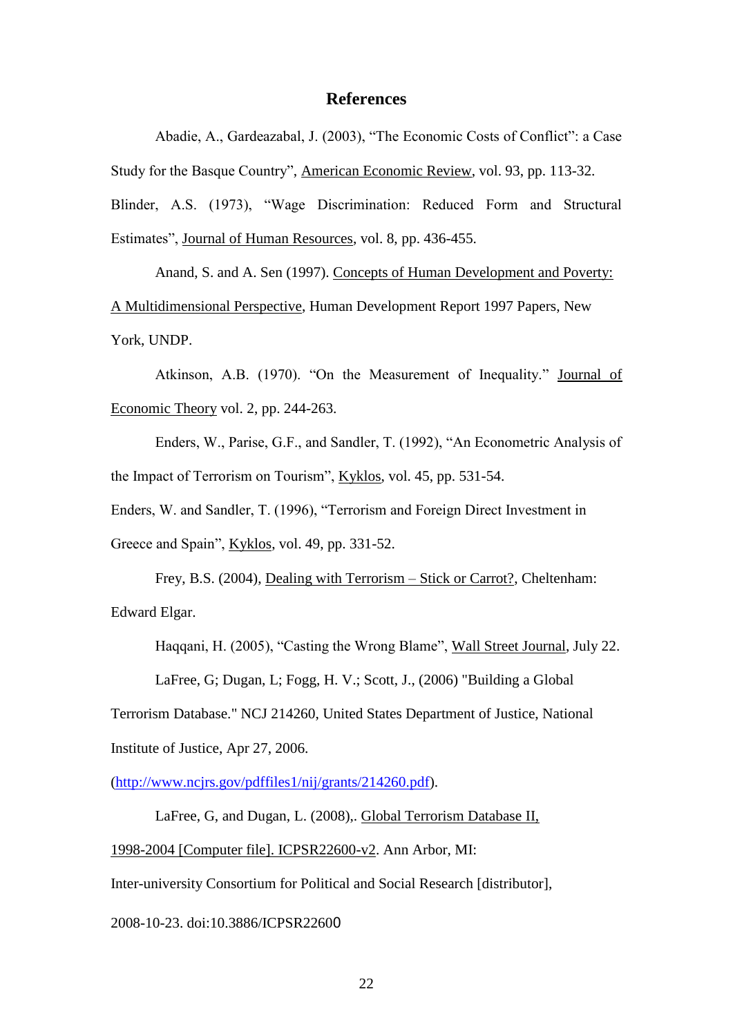## References

Abadie, A., Gardeazabal, J. (2003), "The Economic Costs of Conflict": a Case Study for the Basque Country", American Economic Review, vol. 93, pp. 113-32.

Blinder, A.S. (1973), "Wage Discrimination: Reduced Form and Structural Estimates", Journal of Human Resources, vol. 8, pp. 436-455.

Anand, S. and A. Sen (1997). Concepts of Human Development and Poverty: A Multidimensional Perspective, Human Development Report 1997 Papers, New York, UNDP.

Atkinson, A.B. (1970). "On the Measurement of Inequality." Journal of Economic Theory vol. 2, pp. 244-263.

Enders, W., Parise, G.F., and Sandler, T. (1992), "An Econometric Analysis of the Impact of Terrorism on Tourism", Kyklos, vol. 45, pp. 531-54.

Enders, W. and Sandler, T. (1996), "Terrorism and Foreign Direct Investment in Greece and Spain", Kyklos, vol. 49, pp. 331-52.

Frey, B.S. (2004), Dealing with Terrorism – Stick or Carrot?, Cheltenham: Edward Elgar.

Haqqani, H. (2005), "Casting the Wrong Blame", Wall Street Journal, July 22.

LaFree, G; Dugan, L; Fogg, H. V.; Scott, J., (2006) "Building a Global Terrorism Database." NCJ 214260, United States Department of Justice, National Institute of Justice, Apr 27, 2006. (http://www.ncjrs.gov/pdffiles1/nij/grants/214260.pdf).

LaFree, G, and Dugan, L. (2008),. Global Terrorism Database II, 1998-2004 [Computer file]. ICPSR22600-v2. Ann Arbor, MI: Inter-university Consortium for Political and Social Research [distributor], 2008-10-23. doi:10.3886/ICPSR22600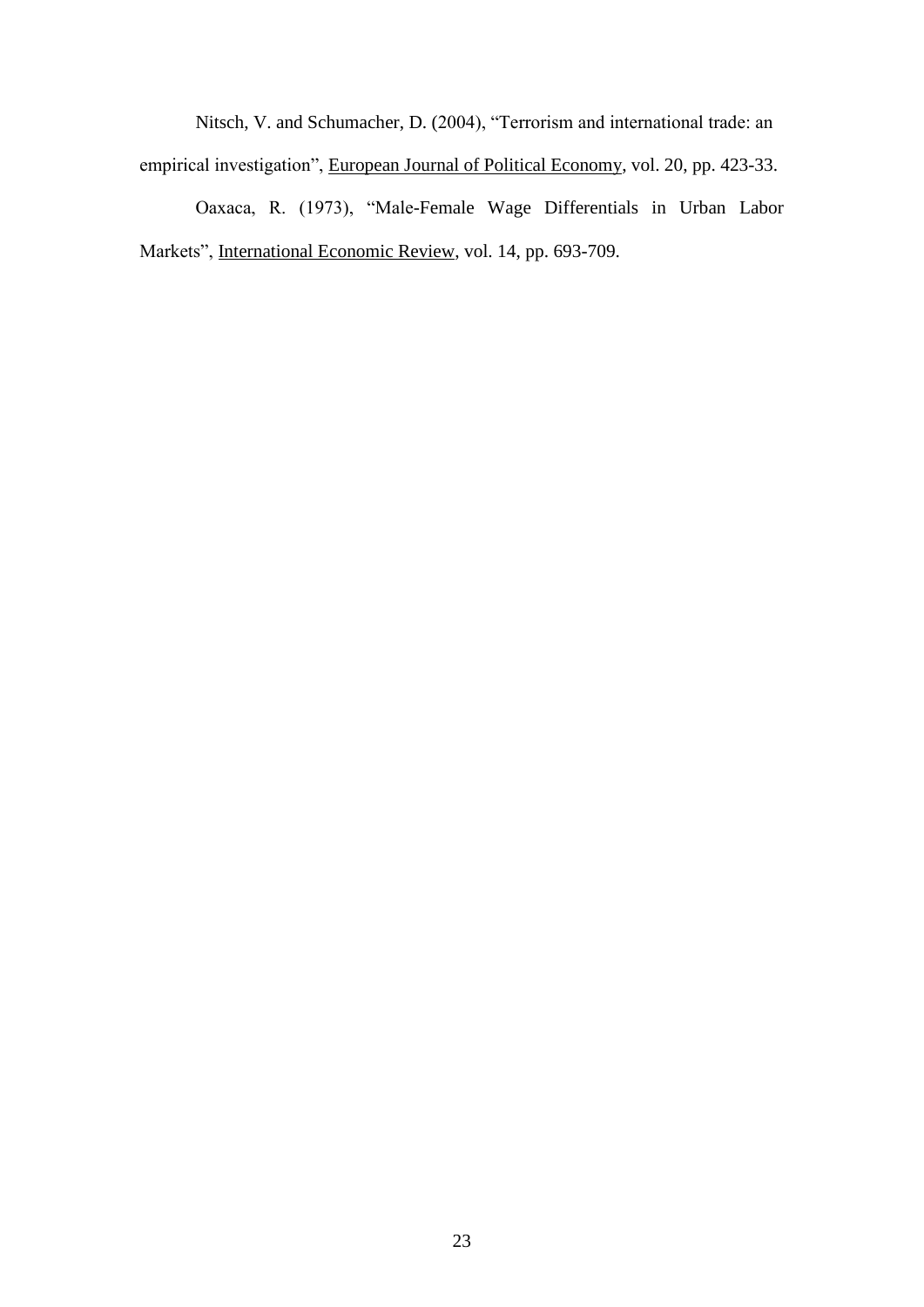Nitsch, V. and Schumacher, D. (2004), "Terrorism and international trade: an empirical investigation", <u>European Journal of Political Economy</u>, vol. 20, pp. 423-33.

Oaxaca, R. (1973), "Male-Female Wage Differentials in Urban Labor Markets", <u>International Economic Review</u>, vol. 14, pp. 693-709.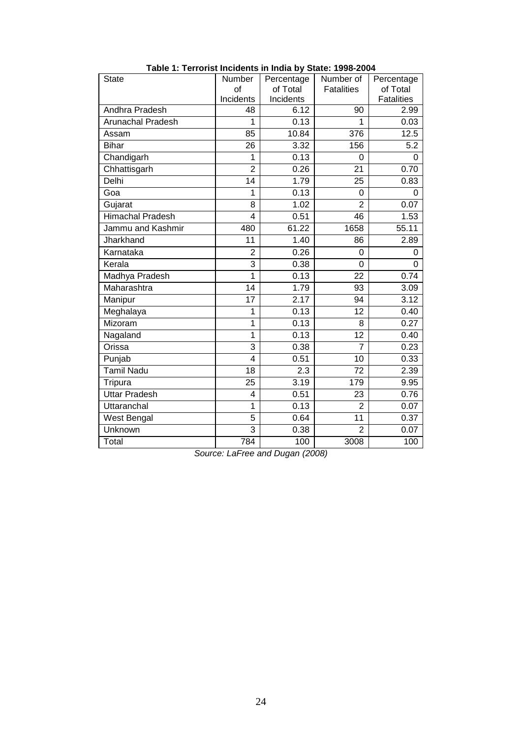**Table 1: Terrorist Incidents in India by State: 1998-2004**

| State | Number of Incidents | Percentage of Total Incidents | Number of Fatalities | Percentage of Total Fatalities |
|---|---|---|---|---|
| Andhra Pradesh | 48 | 6.12 | 90 | 2.99 |
| Arunachal Pradesh | 1 | 0.13 | 1 | 0.03 |
| Assam | 85 | 10.84 | 376 | 12.5 |
| Bihar | 26 | 3.32 | 156 | 5.2 |
| Chandigarh | 1 | 0.13 | 0 | 0 |
| Chhattisgarh | 2 | 0.26 | 21 | 0.70 |
| Delhi | 14 | 1.79 | 25 | 0.83 |
| Goa | 1 | 0.13 | 0 | 0 |
| Gujarat | 8 | 1.02 | 2 | 0.07 |
| Himachal Pradesh | 4 | 0.51 | 46 | 1.53 |
| Jammu and Kashmir | 480 | 61.22 | 1658 | 55.11 |
| Jharkhand | 11 | 1.40 | 86 | 2.89 |
| Karnataka | 2 | 0.26 | 0 | 0 |
| Kerala | 3 | 0.38 | 0 | 0 |
| Madhya Pradesh | 1 | 0.13 | 22 | 0.74 |
| Maharashtra | 14 | 1.79 | 93 | 3.09 |
| Manipur | 17 | 2.17 | 94 | 3.12 |
| Meghalaya | 1 | 0.13 | 12 | 0.40 |
| Mizoram | 1 | 0.13 | 8 | 0.27 |
| Nagaland | 1 | 0.13 | 12 | 0.40 |
| Orissa | 3 | 0.38 | 7 | 0.23 |
| Punjab | 4 | 0.51 | 10 | 0.33 |
| Tamil Nadu | 18 | 2.3 | 72 | 2.39 |
| Tripura | 25 | 3.19 | 179 | 9.95 |
| Uttar Pradesh | 4 | 0.51 | 23 | 0.76 |
| Uttaranchal | 1 | 0.13 | 2 | 0.07 |
| West Bengal | 5 | 0.64 | 11 | 0.37 |
| Unknown | 3 | 0.38 | 2 | 0.07 |
| Total | 784 | 100 | 3008 | 100 |

*Source: LaFree and Dugan (2008)*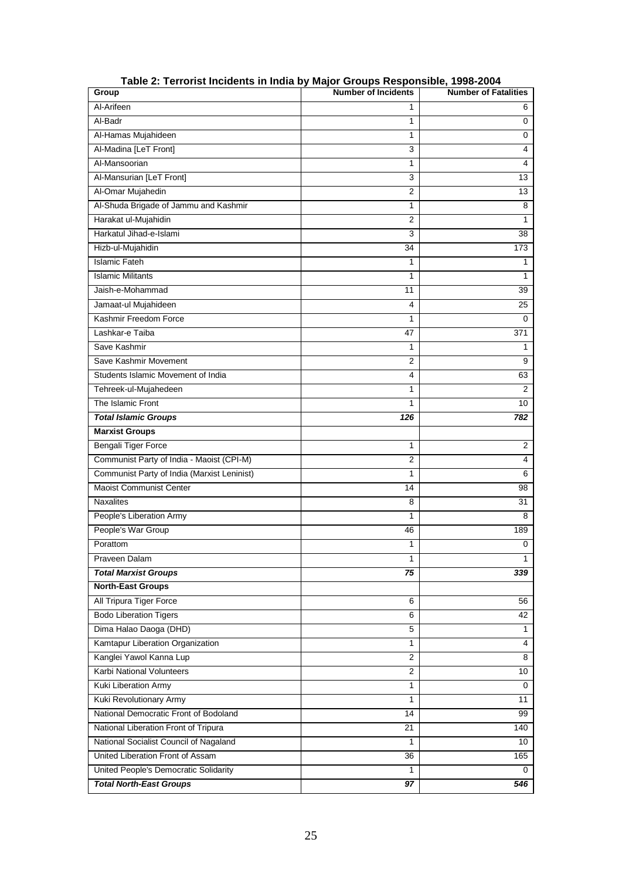**Table 2: Terrorist Incidents in India by Major Groups Responsible, 1998-2004**

| Group | Number of Incidents | Number of Fatalities |
|---|---|---|
| Al-Arifeen | 1 | 6 |
| Al-Badr | 1 | 0 |
| Al-Hamas Mujahideen | 1 | 0 |
| Al-Madina [LeT Front] | 3 | 4 |
| Al-Mansoorian | 1 | 4 |
| Al-Mansurian [LeT Front] | 3 | 13 |
| Al-Omar Mujahedin | 2 | 13 |
| Al-Shuda Brigade of Jammu and Kashmir | 1 | 8 |
| Harakat ul-Mujahidin | 2 | 1 |
| Harkatul Jihad-e-Islami | 3 | 38 |
| Hizb-ul-Mujahidin | 34 | 173 |
| Islamic Fateh | 1 | 1 |
| Islamic Militants | 1 | 1 |
| Jaish-e-Mohammad | 11 | 39 |
| Jamaat-ul Mujahideen | 4 | 25 |
| Kashmir Freedom Force | 1 | 0 |
| Lashkar-e Taiba | 47 | 371 |
| Save Kashmir | 1 | 1 |
| Save Kashmir Movement | 2 | 9 |
| Students Islamic Movement of India | 4 | 63 |
| Tehreek-ul-Mujahedeen | 1 | 2 |
| The Islamic Front | 1 | 10 |
| ***Total Islamic Groups*** | ***126*** | ***782*** |
| **Marxist Groups** | | |
| Bengali Tiger Force | 1 | 2 |
| Communist Party of India - Maoist (CPI-M) | 2 | 4 |
| Communist Party of India (Marxist Leninist) | 1 | 6 |
| Maoist Communist Center | 14 | 98 |
| Naxalites | 8 | 31 |
| People's Liberation Army | 1 | 8 |
| People's War Group | 46 | 189 |
| Porattom | 1 | 0 |
| Praveen Dalam | 1 | 1 |
| ***Total Marxist Groups*** | ***75*** | ***339*** |
| **North-East Groups** | | |
| All Tripura Tiger Force | 6 | 56 |
| Bodo Liberation Tigers | 6 | 42 |
| Dima Halao Daoga (DHD) | 5 | 1 |
| Kamtapur Liberation Organization | 1 | 4 |
| Kanglei Yawol Kanna Lup | 2 | 8 |
| Karbi National Volunteers | 2 | 10 |
| Kuki Liberation Army | 1 | 0 |
| Kuki Revolutionary Army | 1 | 11 |
| National Democratic Front of Bodoland | 14 | 99 |
| National Liberation Front of Tripura | 21 | 140 |
| National Socialist Council of Nagaland | 1 | 10 |
| United Liberation Front of Assam | 36 | 165 |
| United People's Democratic Solidarity | 1 | 0 |
| ***Total North-East Groups*** | ***97*** | ***546*** |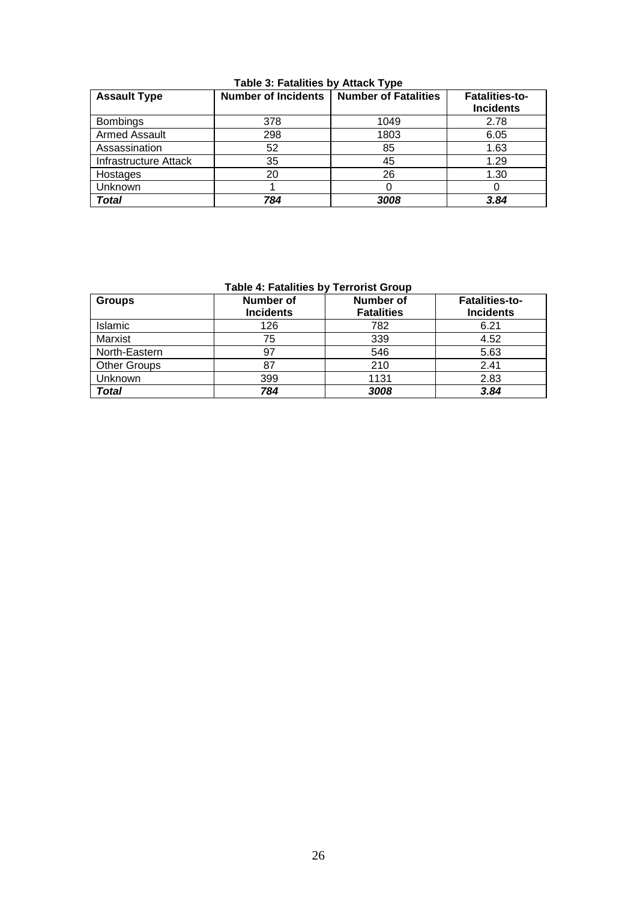**Table 3: Fatalities by Attack Type**

| Assault Type | Number of Incidents | Number of Fatalities | Fatalities-to-Incidents |
|---|---|---|---|
| Bombings | 378 | 1049 | 2.78 |
| Armed Assault | 298 | 1803 | 6.05 |
| Assassination | 52 | 85 | 1.63 |
| Infrastructure Attack | 35 | 45 | 1.29 |
| Hostages | 20 | 26 | 1.30 |
| Unknown | 1 | 0 | 0 |
| ***Total*** | ***784*** | ***3008*** | ***3.84*** |

**Table 4: Fatalities by Terrorist Group**

| Groups | Number of Incidents | Number of Fatalities | Fatalities-to-Incidents |
|---|---|---|---|
| Islamic | 126 | 782 | 6.21 |
| Marxist | 75 | 339 | 4.52 |
| North-Eastern | 97 | 546 | 5.63 |
| Other Groups | 87 | 210 | 2.41 |
| Unknown | 399 | 1131 | 2.83 |
| ***Total*** | ***784*** | ***3008*** | ***3.84*** |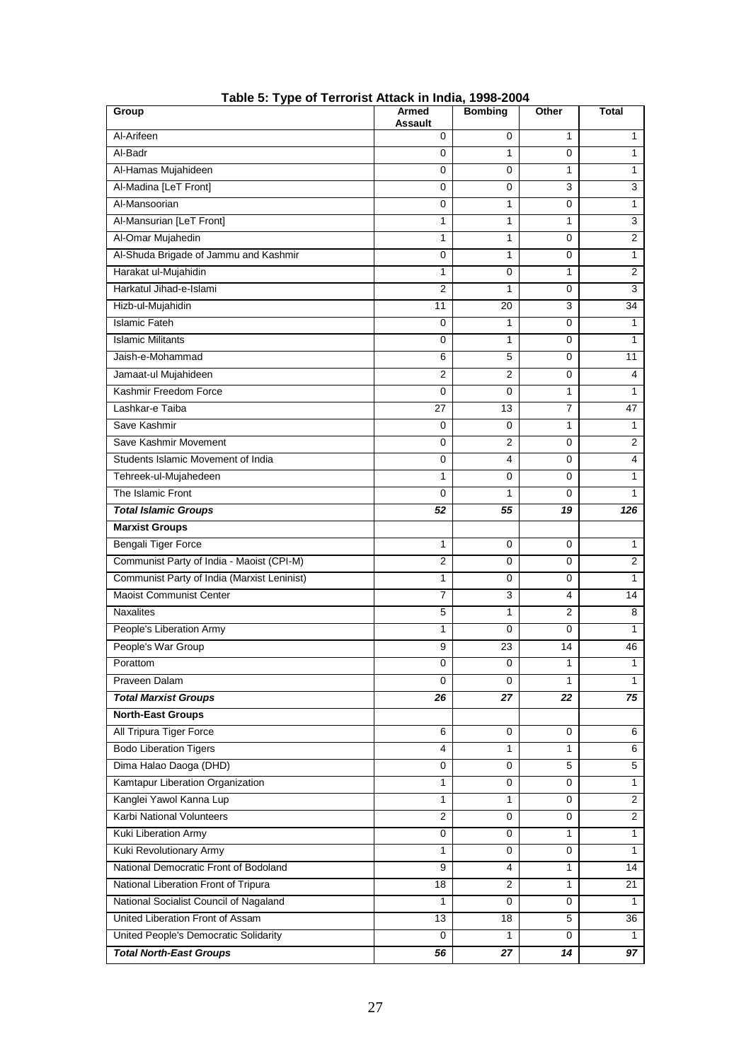**Table 5: Type of Terrorist Attack in India, 1998-2004**

| Group | Armed Assault | Bombing | Other | Total |
|---|---|---|---|---|
| Al-Arifeen | 0 | 0 | 1 | 1 |
| Al-Badr | 0 | 1 | 0 | 1 |
| Al-Hamas Mujahideen | 0 | 0 | 1 | 1 |
| Al-Madina [LeT Front] | 0 | 0 | 3 | 3 |
| Al-Mansoorian | 0 | 1 | 0 | 1 |
| Al-Mansurian [LeT Front] | 1 | 1 | 1 | 3 |
| Al-Omar Mujahedin | 1 | 1 | 0 | 2 |
| Al-Shuda Brigade of Jammu and Kashmir | 0 | 1 | 0 | 1 |
| Harakat ul-Mujahidin | 1 | 0 | 1 | 2 |
| Harkatul Jihad-e-Islami | 2 | 1 | 0 | 3 |
| Hizb-ul-Mujahidin | 11 | 20 | 3 | 34 |
| Islamic Fateh | 0 | 1 | 0 | 1 |
| Islamic Militants | 0 | 1 | 0 | 1 |
| Jaish-e-Mohammad | 6 | 5 | 0 | 11 |
| Jamaat-ul Mujahideen | 2 | 2 | 0 | 4 |
| Kashmir Freedom Force | 0 | 0 | 1 | 1 |
| Lashkar-e Taiba | 27 | 13 | 7 | 47 |
| Save Kashmir | 0 | 0 | 1 | 1 |
| Save Kashmir Movement | 0 | 2 | 0 | 2 |
| Students Islamic Movement of India | 0 | 4 | 0 | 4 |
| Tehreek-ul-Mujahedeen | 1 | 0 | 0 | 1 |
| The Islamic Front | 0 | 1 | 0 | 1 |
| ***Total Islamic Groups*** | ***52*** | ***55*** | ***19*** | ***126*** |
| **Marxist Groups** | | | | |
| Bengali Tiger Force | 1 | 0 | 0 | 1 |
| Communist Party of India - Maoist (CPI-M) | 2 | 0 | 0 | 2 |
| Communist Party of India (Marxist Leninist) | 1 | 0 | 0 | 1 |
| Maoist Communist Center | 7 | 3 | 4 | 14 |
| Naxalites | 5 | 1 | 2 | 8 |
| People's Liberation Army | 1 | 0 | 0 | 1 |
| People's War Group | 9 | 23 | 14 | 46 |
| Porattom | 0 | 0 | 1 | 1 |
| Praveen Dalam | 0 | 0 | 1 | 1 |
| ***Total Marxist Groups*** | ***26*** | ***27*** | ***22*** | ***75*** |
| **North-East Groups** | | | | |
| All Tripura Tiger Force | 6 | 0 | 0 | 6 |
| Bodo Liberation Tigers | 4 | 1 | 1 | 6 |
| Dima Halao Daoga (DHD) | 0 | 0 | 5 | 5 |
| Kamtapur Liberation Organization | 1 | 0 | 0 | 1 |
| Kanglei Yawol Kanna Lup | 1 | 1 | 0 | 2 |
| Karbi National Volunteers | 2 | 0 | 0 | 2 |
| Kuki Liberation Army | 0 | 0 | 1 | 1 |
| Kuki Revolutionary Army | 1 | 0 | 0 | 1 |
| National Democratic Front of Bodoland | 9 | 4 | 1 | 14 |
| National Liberation Front of Tripura | 18 | 2 | 1 | 21 |
| National Socialist Council of Nagaland | 1 | 0 | 0 | 1 |
| United Liberation Front of Assam | 13 | 18 | 5 | 36 |
| United People's Democratic Solidarity | 0 | 1 | 0 | 1 |
| ***Total North-East Groups*** | ***56*** | ***27*** | ***14*** | ***97*** |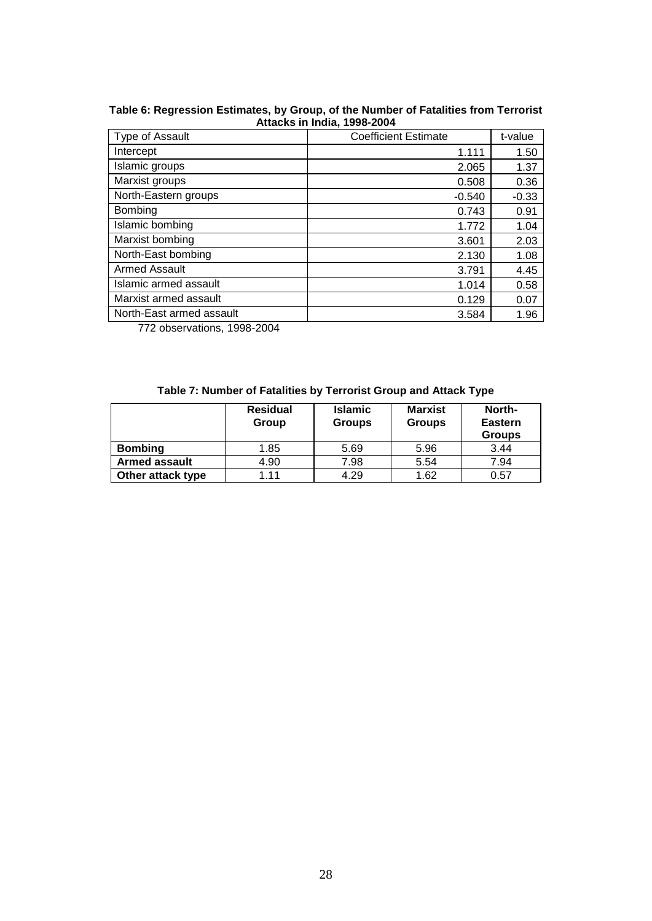**Table 6: Regression Estimates, by Group, of the Number of Fatalities from Terrorist Attacks in India, 1998-2004**

| Type of Assault | Coefficient Estimate | t-value |
|---|---|---|
| Intercept | 1.111 | 1.50 |
| Islamic groups | 2.065 | 1.37 |
| Marxist groups | 0.508 | 0.36 |
| North-Eastern groups | -0.540 | -0.33 |
| Bombing | 0.743 | 0.91 |
| Islamic bombing | 1.772 | 1.04 |
| Marxist bombing | 3.601 | 2.03 |
| North-East bombing | 2.130 | 1.08 |
| Armed Assault | 3.791 | 4.45 |
| Islamic armed assault | 1.014 | 0.58 |
| Marxist armed assault | 0.129 | 0.07 |
| North-East armed assault | 3.584 | 1.96 |

772 observations, 1998-2004

**Table 7: Number of Fatalities by Terrorist Group and Attack Type**

| | Residual Group | Islamic Groups | Marxist Groups | North-Eastern Groups |
|---|---|---|---|---|
| **Bombing** | 1.85 | 5.69 | 5.96 | 3.44 |
| **Armed assault** | 4.90 | 7.98 | 5.54 | 7.94 |
| **Other attack type** | 1.11 | 4.29 | 1.62 | 0.57 |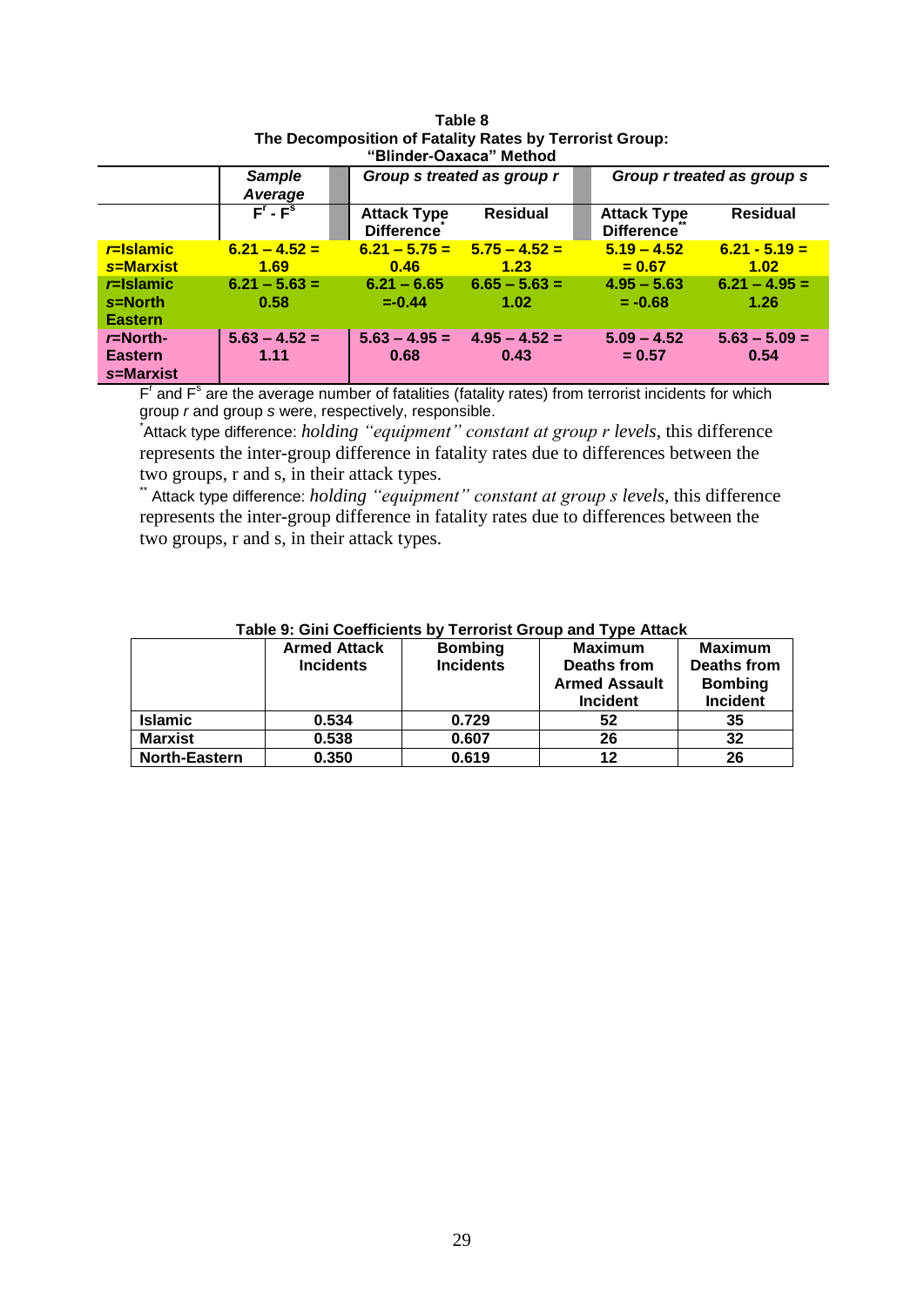**Table 8**
**The Decomposition of Fatality Rates by Terrorist Group: "Blinder-Oaxaca" Method**

| | *Sample Average* | *Group s treated as group r* | | *Group r treated as group s* | |
|---|---|---|---|---|---|
| | $F^r - F^s$ | Attack Type Difference* | Residual | Attack Type Difference** | Residual |
| *r*=Islamic *s*=Marxist | 6.21 – 4.52 = 1.69 | 6.21 – 5.75 = 0.46 | 5.75 – 4.52 = 1.23 | 5.19 – 4.52 = 0.67 | 6.21 - 5.19 = 1.02 |
| *r*=Islamic *s*=North Eastern | 6.21 – 5.63 = 0.58 | 6.21 – 6.65 =-0.44 | 6.65 – 5.63 = 1.02 | 4.95 – 5.63 = -0.68 | 6.21 – 4.95 = 1.26 |
| *r*=North-Eastern *s*=Marxist | 5.63 – 4.52 = 1.11 | 5.63 – 4.95 = 0.68 | 4.95 – 4.52 = 0.43 | 5.09 – 4.52 = 0.57 | 5.63 – 5.09 = 0.54 |

$F^r$ and $F^s$ are the average number of fatalities (fatality rates) from terrorist incidents for which group *r* and group *s* were, respectively, responsible.

*Attack type difference: *holding "equipment" constant at group r levels*, this difference represents the inter-group difference in fatality rates due to differences between the two groups, r and s, in their attack types.

** Attack type difference: *holding "equipment" constant at group s levels*, this difference represents the inter-group difference in fatality rates due to differences between the two groups, r and s, in their attack types.

**Table 9: Gini Coefficients by Terrorist Group and Type Attack**

| | Armed Attack Incidents | Bombing Incidents | Maximum Deaths from Armed Assault Incident | Maximum Deaths from Bombing Incident |
|---|---|---|---|---|
| Islamic | 0.534 | 0.729 | 52 | 35 |
| Marxist | 0.538 | 0.607 | 26 | 32 |
| North-Eastern | 0.350 | 0.619 | 12 | 26 |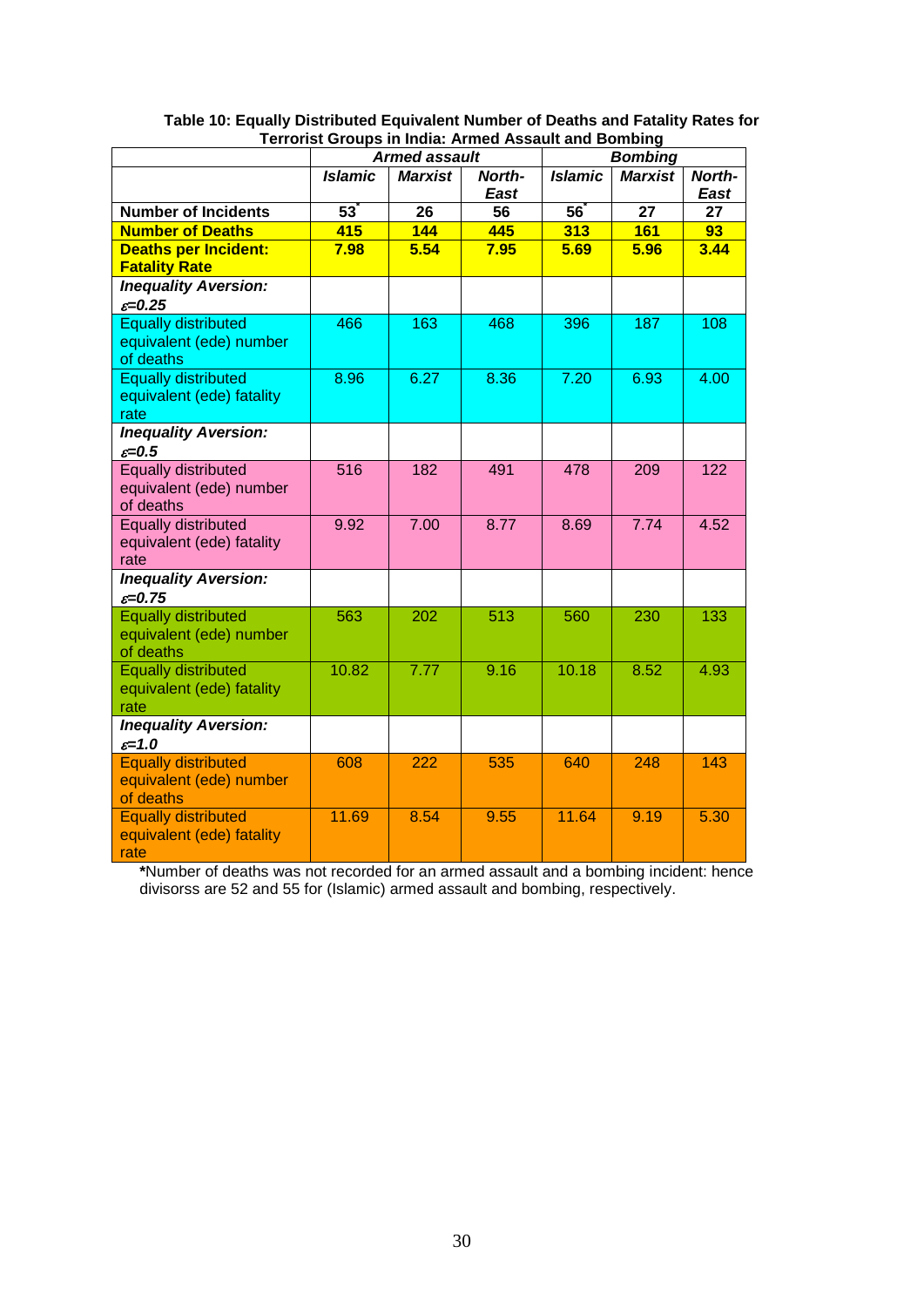**Table 10: Equally Distributed Equivalent Number of Deaths and Fatality Rates for Terrorist Groups in India: Armed Assault and Bombing**

| | *Armed assault* | | | *Bombing* | | |
|---|---|---|---|---|---|---|
| | ***Islamic*** | ***Marxist*** | ***North-East*** | ***Islamic*** | ***Marxist*** | ***North-East*** |
| **Number of Incidents** | **53*** | **26** | **56** | **56*** | **27** | **27** |
| **Number of Deaths** | **415** | **144** | **445** | **313** | **161** | **93** |
| **Deaths per Incident: Fatality Rate** | **7.98** | **5.54** | **7.95** | **5.69** | **5.96** | **3.44** |
| ***Inequality Aversion: $\varepsilon$=0.25*** | | | | | | |
| Equally distributed equivalent (ede) number of deaths | 466 | 163 | 468 | 396 | 187 | 108 |
| Equally distributed equivalent (ede) fatality rate | 8.96 | 6.27 | 8.36 | 7.20 | 6.93 | 4.00 |
| ***Inequality Aversion: $\varepsilon$=0.5*** | | | | | | |
| Equally distributed equivalent (ede) number of deaths | 516 | 182 | 491 | 478 | 209 | 122 |
| Equally distributed equivalent (ede) fatality rate | 9.92 | 7.00 | 8.77 | 8.69 | 7.74 | 4.52 |
| ***Inequality Aversion: $\varepsilon$=0.75*** | | | | | | |
| Equally distributed equivalent (ede) number of deaths | 563 | 202 | 513 | 560 | 230 | 133 |
| Equally distributed equivalent (ede) fatality rate | 10.82 | 7.77 | 9.16 | 10.18 | 8.52 | 4.93 |
| ***Inequality Aversion: $\varepsilon$=1.0*** | | | | | | |
| Equally distributed equivalent (ede) number of deaths | 608 | 222 | 535 | 640 | 248 | 143 |
| Equally distributed equivalent (ede) fatality rate | 11.69 | 8.54 | 9.55 | 11.64 | 9.19 | 5.30 |

**\***Number of deaths was not recorded for an armed assault and a bombing incident: hence divisorss are 52 and 55 for (Islamic) armed assault and bombing, respectively.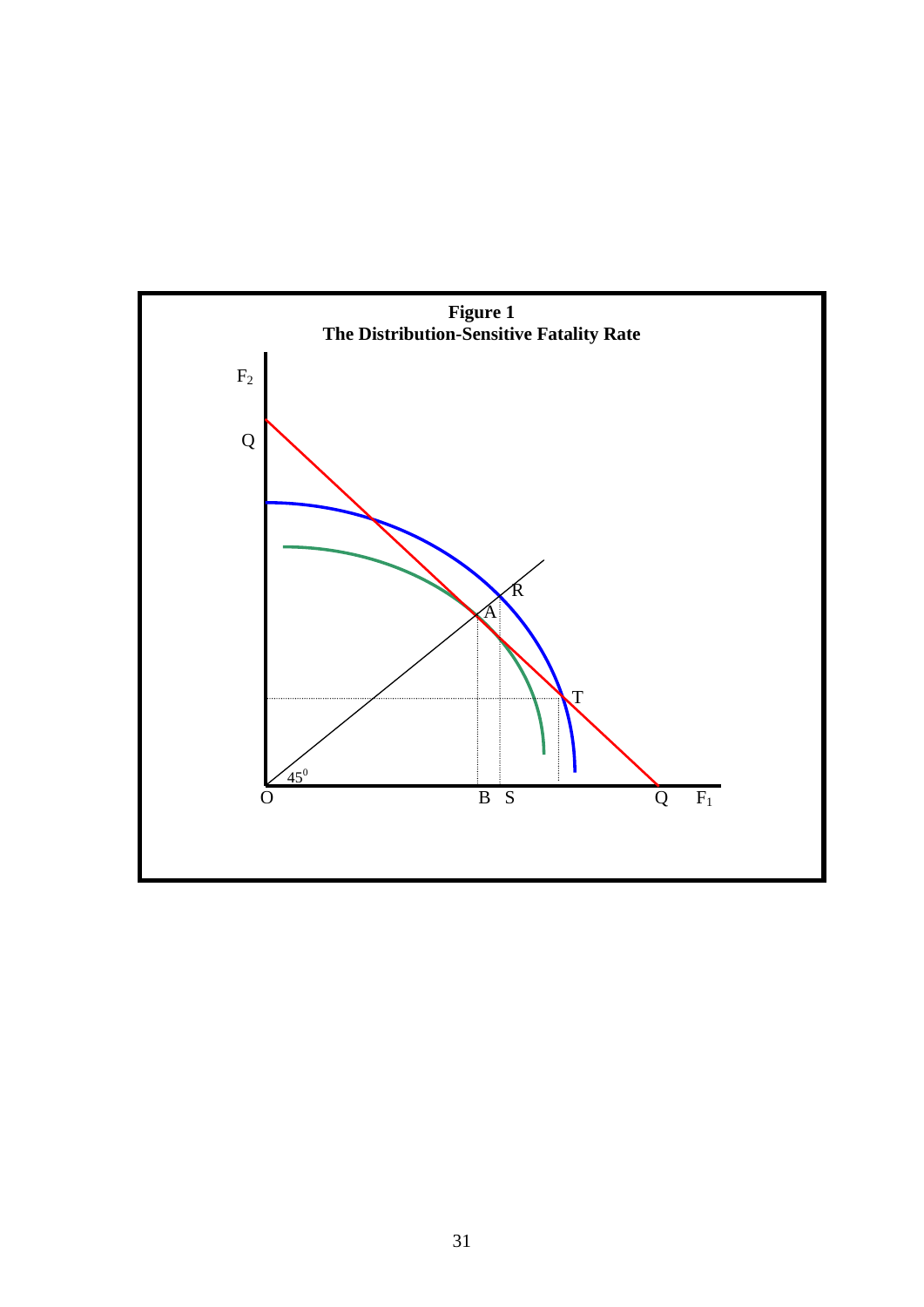**Figure 1**
**The Distribution-Sensitive Fatality Rate**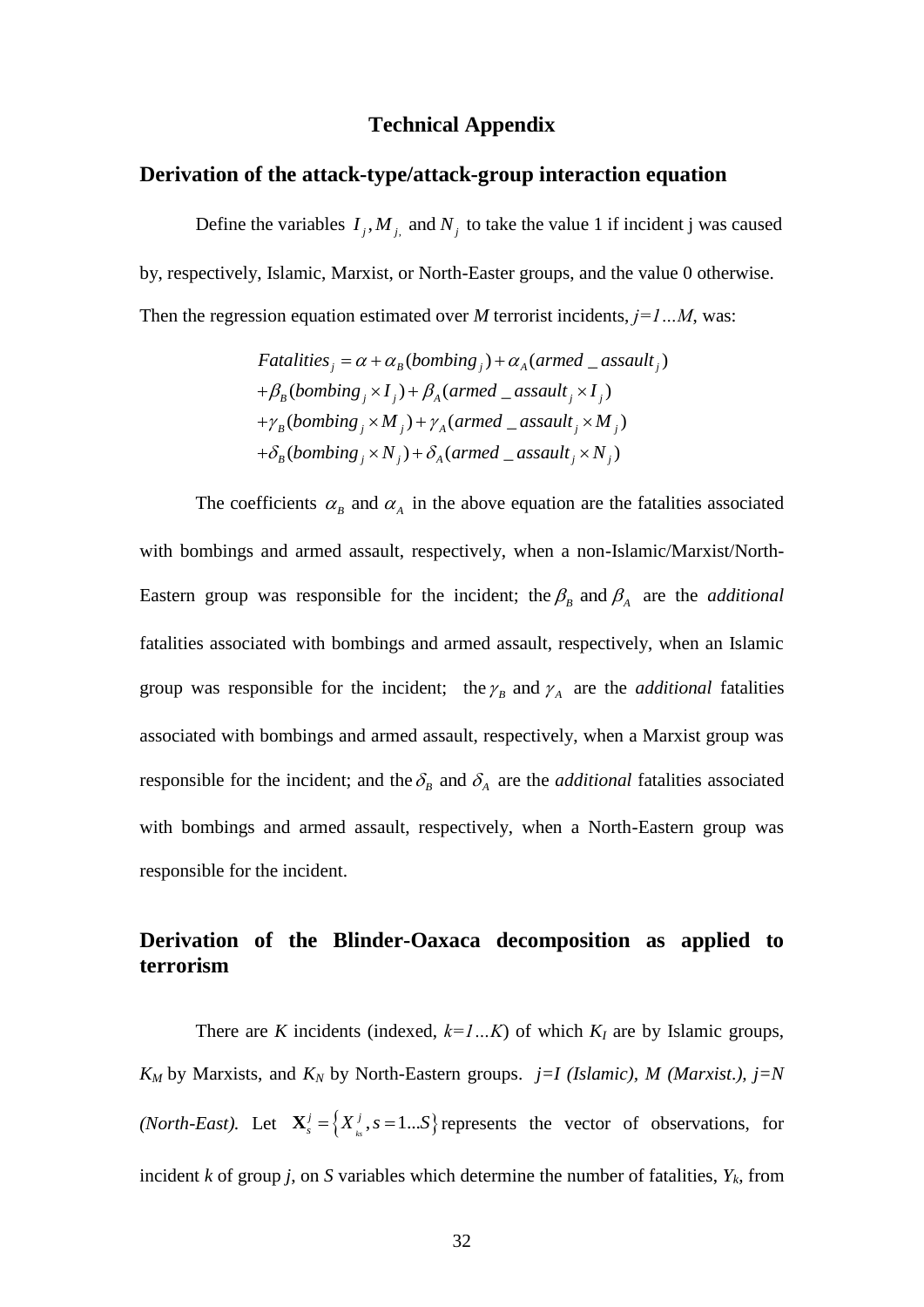# Technical Appendix

## Derivation of the attack-type/attack-group interaction equation

Define the variables $I_j, M_{j,}$ and $N_j$ to take the value 1 if incident j was caused by, respectively, Islamic, Marxist, or North-Easter groups, and the value 0 otherwise. Then the regression equation estimated over *M* terrorist incidents, *j=1…M*, was:

$$
\begin{aligned}
Fatalities_j &= \alpha + \alpha_B(bombing_j) + \alpha_A(armed\_assault_j) \\
&+ \beta_B(bombing_j \times I_j) + \beta_A(armed\_assault_j \times I_j) \\
&+ \gamma_B(bombing_j \times M_j) + \gamma_A(armed\_assault_j \times M_j) \\
&+ \delta_B(bombing_j \times N_j) + \delta_A(armed\_assault_j \times N_j)
\end{aligned}
$$

The coefficients $\alpha_B$ and $\alpha_A$ in the above equation are the fatalities associated with bombings and armed assault, respectively, when a non-Islamic/Marxist/North-Eastern group was responsible for the incident; the $\beta_B$ and $\beta_A$ are the *additional* fatalities associated with bombings and armed assault, respectively, when an Islamic group was responsible for the incident; the $\gamma_B$ and $\gamma_A$ are the *additional* fatalities associated with bombings and armed assault, respectively, when a Marxist group was responsible for the incident; and the $\delta_B$ and $\delta_A$ are the *additional* fatalities associated with bombings and armed assault, respectively, when a North-Eastern group was responsible for the incident.

## Derivation of the Blinder-Oaxaca decomposition as applied to terrorism

There are *K* incidents (indexed, *k=1…K*) of which $K_I$ are by Islamic groups, $K_M$ by Marxists, and $K_N$ by North-Eastern groups. *j=I (Islamic), M (Marxist.), j=N (North-East).* Let $\mathbf{X}_s^j = \left\{ X_{ks}^j, s = 1...S \right\}$ represents the vector of observations, for incident *k* of group *j*, on *S* variables which determine the number of fatalities, $Y_k$, from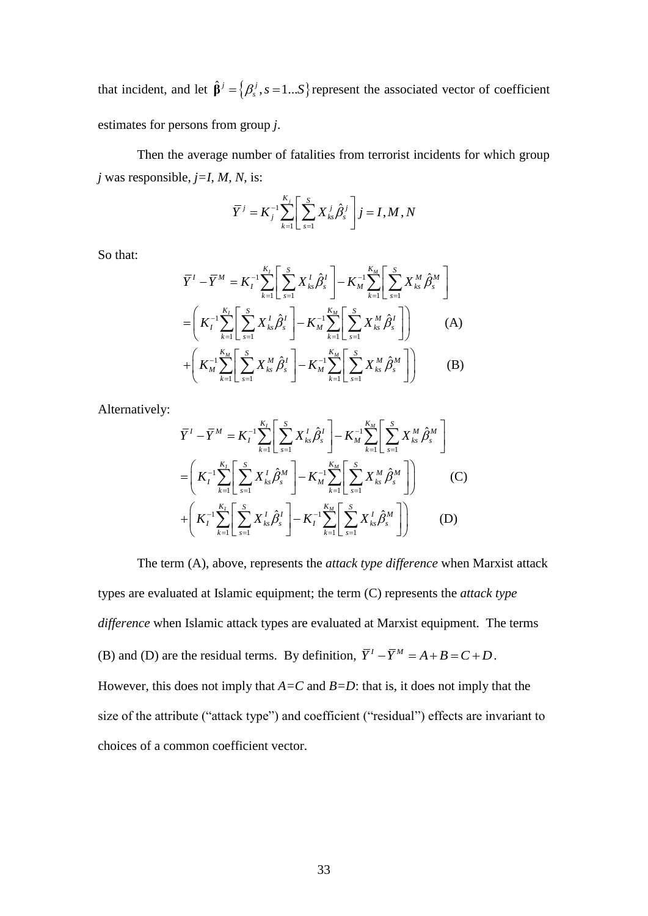that incident, and let $\hat{\boldsymbol{\beta}}^j = \left\{ \beta_s^j, s = 1...S \right\}$ represent the associated vector of coefficient estimates for persons from group *j*.

Then the average number of fatalities from terrorist incidents for which group *j* was responsible, *j=I, M, N*, is:

$$\bar{Y}^j = K_j^{-1} \sum_{k=1}^{K_j} \left[ \sum_{s=1}^{S} X_{ks}^j \hat{\beta}_s^j \right] j = I, M, N$$

So that:

$$\begin{aligned}
\bar{Y}^I - \bar{Y}^M &= K_I^{-1} \sum_{k=1}^{K_I} \left[ \sum_{s=1}^{S} X_{ks}^I \hat{\beta}_s^I \right] - K_M^{-1} \sum_{k=1}^{K_M} \left[ \sum_{s=1}^{S} X_{ks}^M \hat{\beta}_s^M \right] \\
&= \left( K_I^{-1} \sum_{k=1}^{K_I} \left[ \sum_{s=1}^{S} X_{ks}^I \hat{\beta}_s^I \right] - K_M^{-1} \sum_{k=1}^{K_M} \left[ \sum_{s=1}^{S} X_{ks}^M \hat{\beta}_s^I \right] \right) \qquad \text{(A)} \\
&+ \left( K_M^{-1} \sum_{k=1}^{K_M} \left[ \sum_{s=1}^{S} X_{ks}^M \hat{\beta}_s^I \right] - K_M^{-1} \sum_{k=1}^{K_M} \left[ \sum_{s=1}^{S} X_{ks}^M \hat{\beta}_s^M \right] \right) \qquad \text{(B)}
\end{aligned}$$

Alternatively:

$$\begin{aligned}
\bar{Y}^I - \bar{Y}^M &= K_I^{-1} \sum_{k=1}^{K_I} \left[ \sum_{s=1}^{S} X_{ks}^I \hat{\beta}_s^I \right] - K_M^{-1} \sum_{k=1}^{K_M} \left[ \sum_{s=1}^{S} X_{ks}^M \hat{\beta}_s^M \right] \\
&= \left( K_I^{-1} \sum_{k=1}^{K_I} \left[ \sum_{s=1}^{S} X_{ks}^I \hat{\beta}_s^M \right] - K_M^{-1} \sum_{k=1}^{K_M} \left[ \sum_{s=1}^{S} X_{ks}^M \hat{\beta}_s^M \right] \right) \qquad \text{(C)} \\
&+ \left( K_I^{-1} \sum_{k=1}^{K_I} \left[ \sum_{s=1}^{S} X_{ks}^I \hat{\beta}_s^I \right] - K_I^{-1} \sum_{k=1}^{K_M} \left[ \sum_{s=1}^{S} X_{ks}^I \hat{\beta}_s^M \right] \right) \qquad \text{(D)}
\end{aligned}$$

The term (A), above, represents the *attack type difference* when Marxist attack types are evaluated at Islamic equipment; the term (C) represents the *attack type difference* when Islamic attack types are evaluated at Marxist equipment. The terms (B) and (D) are the residual terms. By definition, $\bar{Y}^I - \bar{Y}^M = A + B = C + D$. However, this does not imply that *A=C* and *B=D*: that is, it does not imply that the size of the attribute ("attack type") and coefficient ("residual") effects are invariant to choices of a common coefficient vector.